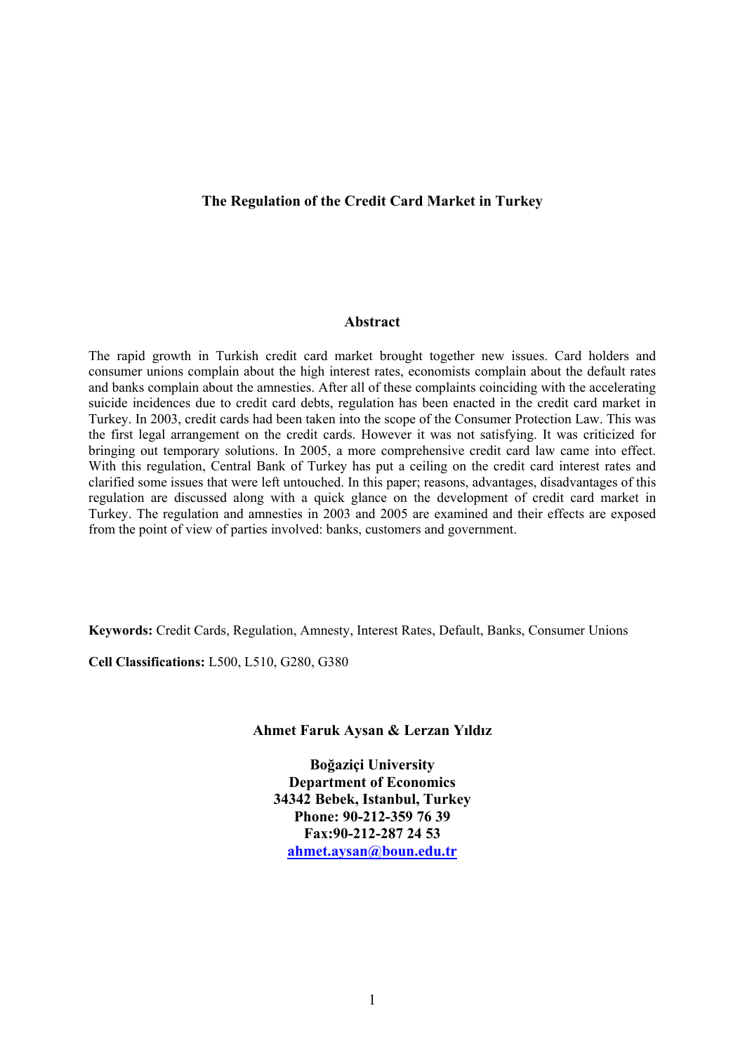# The Regulation of the Credit Card Market in Turkey

## Abstract

The rapid growth in Turkish credit card market brought together new issues. Card holders and consumer unions complain about the high interest rates, economists complain about the default rates and banks complain about the amnesties. After all of these complaints coinciding with the accelerating suicide incidences due to credit card debts, regulation has been enacted in the credit card market in Turkey. In 2003, credit cards had been taken into the scope of the Consumer Protection Law. This was the first legal arrangement on the credit cards. However it was not satisfying. It was criticized for bringing out temporary solutions. In 2005, a more comprehensive credit card law came into effect. With this regulation, Central Bank of Turkey has put a ceiling on the credit card interest rates and clarified some issues that were left untouched. In this paper; reasons, advantages, disadvantages of this regulation are discussed along with a quick glance on the development of credit card market in Turkey. The regulation and amnesties in 2003 and 2005 are examined and their effects are exposed from the point of view of parties involved: banks, customers and government.

**Keywords:** Credit Cards, Regulation, Amnesty, Interest Rates, Default, Banks, Consumer Unions

**Cell Classifications:** L500, L510, G280, G380

**Ahmet Faruk Aysan & Lerzan Yıldız**

**Boğaziçi University**
**Department of Economics**
**34342 Bebek, Istanbul, Turkey**
**Phone: 90-212-359 76 39**
**Fax:90-212-287 24 53**
**ahmet.aysan@boun.edu.tr**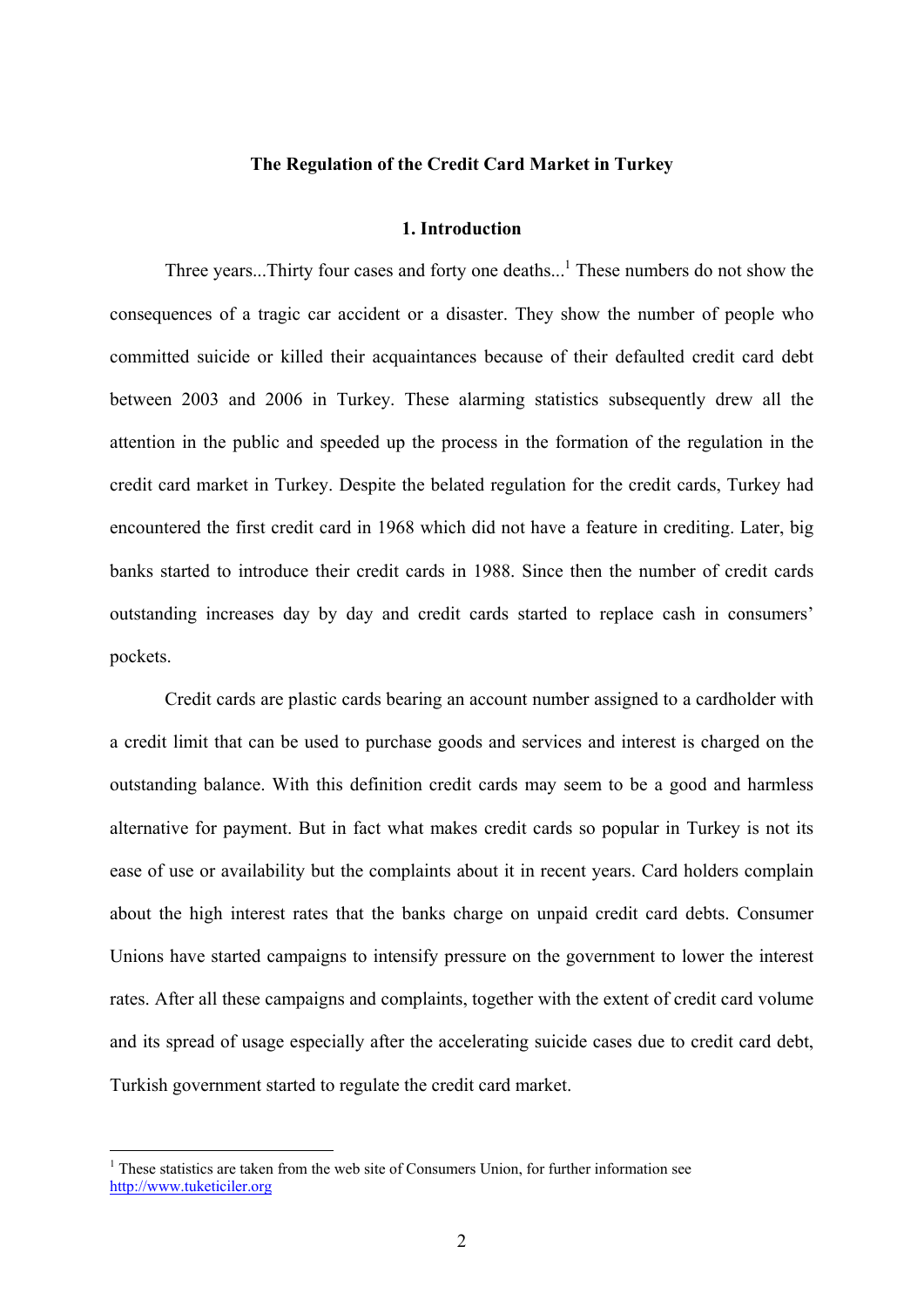**The Regulation of the Credit Card Market in Turkey**

## 1. Introduction

Three years...Thirty four cases and forty one deaths...[1] These numbers do not show the consequences of a tragic car accident or a disaster. They show the number of people who committed suicide or killed their acquaintances because of their defaulted credit card debt between 2003 and 2006 in Turkey. These alarming statistics subsequently drew all the attention in the public and speeded up the process in the formation of the regulation in the credit card market in Turkey. Despite the belated regulation for the credit cards, Turkey had encountered the first credit card in 1968 which did not have a feature in crediting. Later, big banks started to introduce their credit cards in 1988. Since then the number of credit cards outstanding increases day by day and credit cards started to replace cash in consumers' pockets.

Credit cards are plastic cards bearing an account number assigned to a cardholder with a credit limit that can be used to purchase goods and services and interest is charged on the outstanding balance. With this definition credit cards may seem to be a good and harmless alternative for payment. But in fact what makes credit cards so popular in Turkey is not its ease of use or availability but the complaints about it in recent years. Card holders complain about the high interest rates that the banks charge on unpaid credit card debts. Consumer Unions have started campaigns to intensify pressure on the government to lower the interest rates. After all these campaigns and complaints, together with the extent of credit card volume and its spread of usage especially after the accelerating suicide cases due to credit card debt, Turkish government started to regulate the credit card market.

---

[1] These statistics are taken from the web site of Consumers Union, for further information see http://www.tuketiciler.org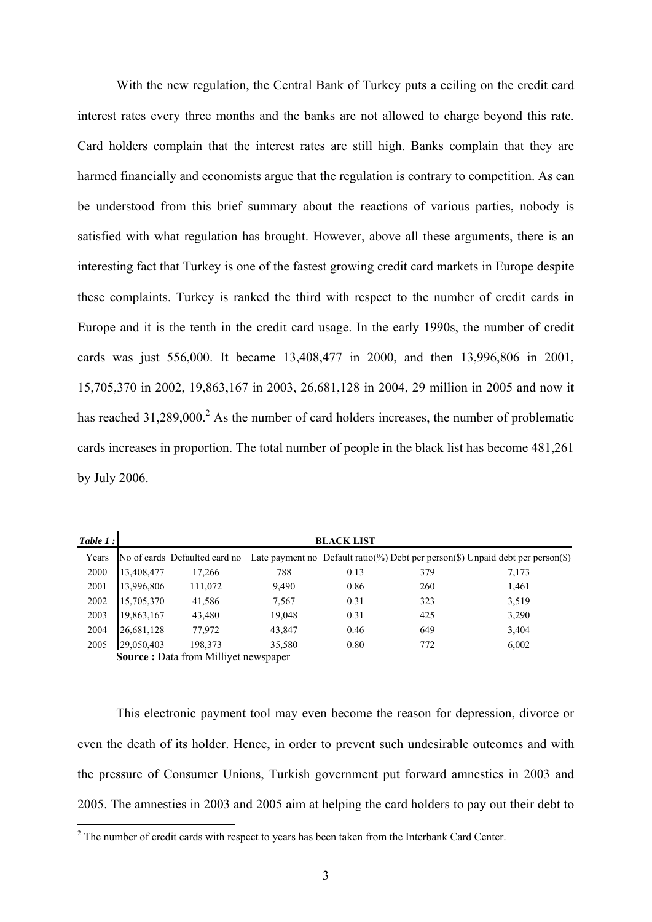With the new regulation, the Central Bank of Turkey puts a ceiling on the credit card interest rates every three months and the banks are not allowed to charge beyond this rate. Card holders complain that the interest rates are still high. Banks complain that they are harmed financially and economists argue that the regulation is contrary to competition. As can be understood from this brief summary about the reactions of various parties, nobody is satisfied with what regulation has brought. However, above all these arguments, there is an interesting fact that Turkey is one of the fastest growing credit card markets in Europe despite these complaints. Turkey is ranked the third with respect to the number of credit cards in Europe and it is the tenth in the credit card usage. In the early 1990s, the number of credit cards was just 556,000. It became 13,408,477 in 2000, and then 13,996,806 in 2001, 15,705,370 in 2002, 19,863,167 in 2003, 26,681,128 in 2004, 29 million in 2005 and now it has reached 31,289,000.[2] As the number of card holders increases, the number of problematic cards increases in proportion. The total number of people in the black list has become 481,261 by July 2006.

***Table 1 :*** **BLACK LIST**

| Years | No of cards | Defaulted card no | Late payment no | Default ratio(%) | Debt per person($) | Unpaid debt per person($) |
|---|---|---|---|---|---|---|
| 2000 | 13,408,477 | 17,266 | 788 | 0.13 | 379 | 7,173 |
| 2001 | 13,996,806 | 111,072 | 9,490 | 0.86 | 260 | 1,461 |
| 2002 | 15,705,370 | 41,586 | 7,567 | 0.31 | 323 | 3,519 |
| 2003 | 19,863,167 | 43,480 | 19,048 | 0.31 | 425 | 3,290 |
| 2004 | 26,681,128 | 77,972 | 43,847 | 0.46 | 649 | 3,404 |
| 2005 | 29,050,403 | 198,373 | 35,580 | 0.80 | 772 | 6,002 |

**Source :** Data from Milliyet newspaper

This electronic payment tool may even become the reason for depression, divorce or even the death of its holder. Hence, in order to prevent such undesirable outcomes and with the pressure of Consumer Unions, Turkish government put forward amnesties in 2003 and 2005. The amnesties in 2003 and 2005 aim at helping the card holders to pay out their debt to

[2] The number of credit cards with respect to years has been taken from the Interbank Card Center.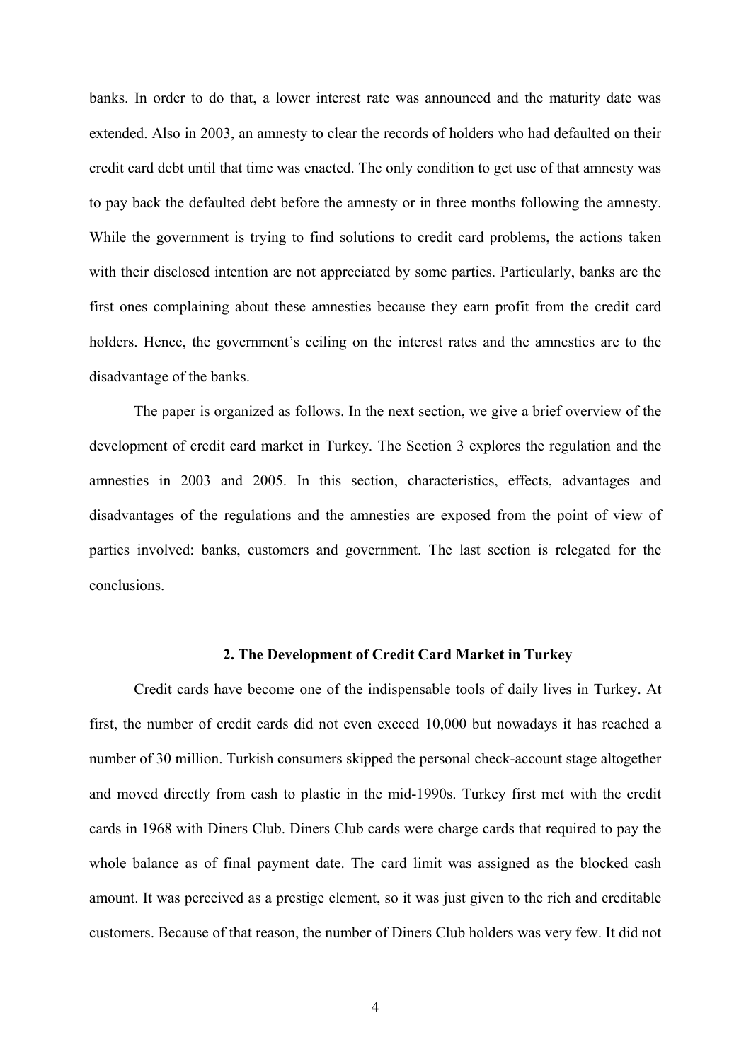banks. In order to do that, a lower interest rate was announced and the maturity date was extended. Also in 2003, an amnesty to clear the records of holders who had defaulted on their credit card debt until that time was enacted. The only condition to get use of that amnesty was to pay back the defaulted debt before the amnesty or in three months following the amnesty. While the government is trying to find solutions to credit card problems, the actions taken with their disclosed intention are not appreciated by some parties. Particularly, banks are the first ones complaining about these amnesties because they earn profit from the credit card holders. Hence, the government's ceiling on the interest rates and the amnesties are to the disadvantage of the banks.

The paper is organized as follows. In the next section, we give a brief overview of the development of credit card market in Turkey. The Section 3 explores the regulation and the amnesties in 2003 and 2005. In this section, characteristics, effects, advantages and disadvantages of the regulations and the amnesties are exposed from the point of view of parties involved: banks, customers and government. The last section is relegated for the conclusions.

## 2. The Development of Credit Card Market in Turkey

Credit cards have become one of the indispensable tools of daily lives in Turkey. At first, the number of credit cards did not even exceed 10,000 but nowadays it has reached a number of 30 million. Turkish consumers skipped the personal check-account stage altogether and moved directly from cash to plastic in the mid-1990s. Turkey first met with the credit cards in 1968 with Diners Club. Diners Club cards were charge cards that required to pay the whole balance as of final payment date. The card limit was assigned as the blocked cash amount. It was perceived as a prestige element, so it was just given to the rich and creditable customers. Because of that reason, the number of Diners Club holders was very few. It did not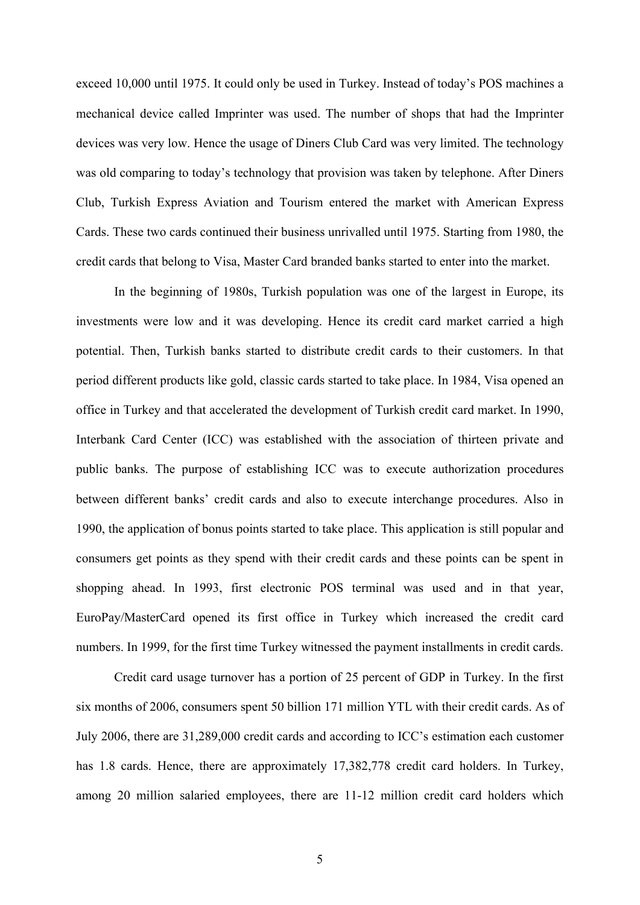exceed 10,000 until 1975. It could only be used in Turkey. Instead of today's POS machines a mechanical device called Imprinter was used. The number of shops that had the Imprinter devices was very low. Hence the usage of Diners Club Card was very limited. The technology was old comparing to today's technology that provision was taken by telephone. After Diners Club, Turkish Express Aviation and Tourism entered the market with American Express Cards. These two cards continued their business unrivalled until 1975. Starting from 1980, the credit cards that belong to Visa, Master Card branded banks started to enter into the market.

In the beginning of 1980s, Turkish population was one of the largest in Europe, its investments were low and it was developing. Hence its credit card market carried a high potential. Then, Turkish banks started to distribute credit cards to their customers. In that period different products like gold, classic cards started to take place. In 1984, Visa opened an office in Turkey and that accelerated the development of Turkish credit card market. In 1990, Interbank Card Center (ICC) was established with the association of thirteen private and public banks. The purpose of establishing ICC was to execute authorization procedures between different banks' credit cards and also to execute interchange procedures. Also in 1990, the application of bonus points started to take place. This application is still popular and consumers get points as they spend with their credit cards and these points can be spent in shopping ahead. In 1993, first electronic POS terminal was used and in that year, EuroPay/MasterCard opened its first office in Turkey which increased the credit card numbers. In 1999, for the first time Turkey witnessed the payment installments in credit cards.

Credit card usage turnover has a portion of 25 percent of GDP in Turkey. In the first six months of 2006, consumers spent 50 billion 171 million YTL with their credit cards. As of July 2006, there are 31,289,000 credit cards and according to ICC's estimation each customer has 1.8 cards. Hence, there are approximately 17,382,778 credit card holders. In Turkey, among 20 million salaried employees, there are 11-12 million credit card holders which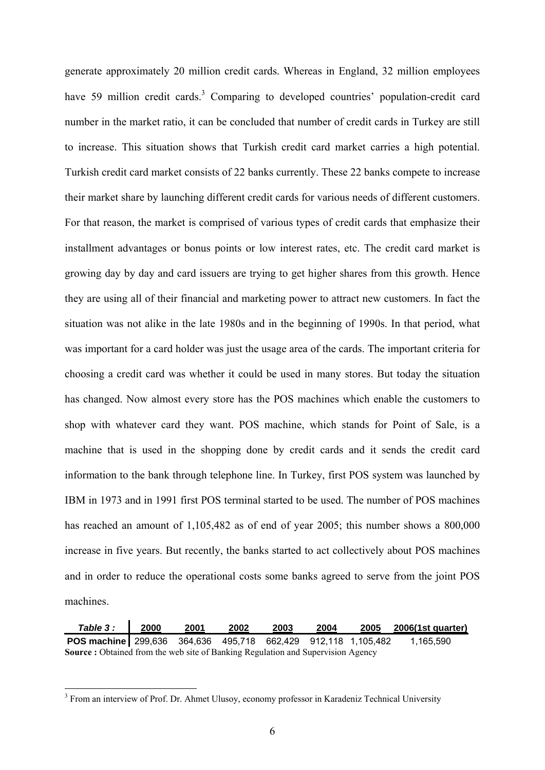generate approximately 20 million credit cards. Whereas in England, 32 million employees have 59 million credit cards.[3] Comparing to developed countries' population-credit card number in the market ratio, it can be concluded that number of credit cards in Turkey are still to increase. This situation shows that Turkish credit card market carries a high potential. Turkish credit card market consists of 22 banks currently. These 22 banks compete to increase their market share by launching different credit cards for various needs of different customers. For that reason, the market is comprised of various types of credit cards that emphasize their installment advantages or bonus points or low interest rates, etc. The credit card market is growing day by day and card issuers are trying to get higher shares from this growth. Hence they are using all of their financial and marketing power to attract new customers. In fact the situation was not alike in the late 1980s and in the beginning of 1990s. In that period, what was important for a card holder was just the usage area of the cards. The important criteria for choosing a credit card was whether it could be used in many stores. But today the situation has changed. Now almost every store has the POS machines which enable the customers to shop with whatever card they want. POS machine, which stands for Point of Sale, is a machine that is used in the shopping done by credit cards and it sends the credit card information to the bank through telephone line. In Turkey, first POS system was launched by IBM in 1973 and in 1991 first POS terminal started to be used. The number of POS machines has reached an amount of 1,105,482 as of end of year 2005; this number shows a 800,000 increase in five years. But recently, the banks started to act collectively about POS machines and in order to reduce the operational costs some banks agreed to serve from the joint POS machines.

| ***Table 3 :*** | **2000** | **2001** | **2002** | **2003** | **2004** | **2005** | **2006(1st quarter)** |
|---|---|---|---|---|---|---|---|
| **POS machine** | 299,636 | 364,636 | 495,718 | 662,429 | 912,118 | 1,105,482 | 1,165,590 |

**Source :** Obtained from the web site of Banking Regulation and Supervision Agency

[3] From an interview of Prof. Dr. Ahmet Ulusoy, economy professor in Karadeniz Technical University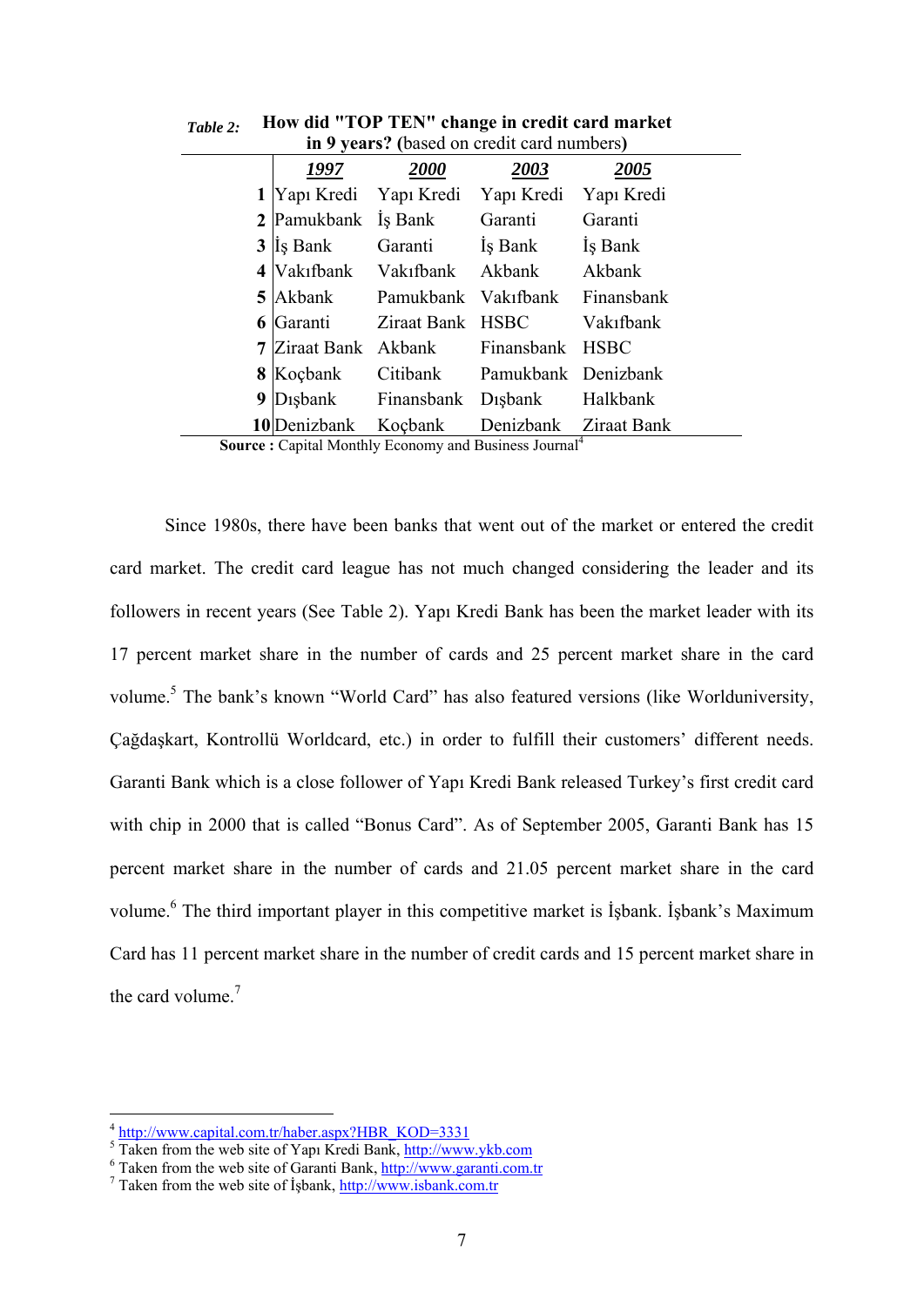*Table 2:* **How did "TOP TEN" change in credit card market in 9 years?** (based on credit card numbers**)**

| | *1997* | *2000* | *2003* | *2005* |
|---|---|---|---|---|
| **1** | Yapı Kredi | Yapı Kredi | Yapı Kredi | Yapı Kredi |
| **2** | Pamukbank | İş Bank | Garanti | Garanti |
| **3** | İş Bank | Garanti | İş Bank | İş Bank |
| **4** | Vakıfbank | Vakıfbank | Akbank | Akbank |
| **5** | Akbank | Pamukbank | Vakıfbank | Finansbank |
| **6** | Garanti | Ziraat Bank | HSBC | Vakıfbank |
| **7** | Ziraat Bank | Akbank | Finansbank | HSBC |
| **8** | Koçbank | Citibank | Pamukbank | Denizbank |
| **9** | Dışbank | Finansbank | Dışbank | Halkbank |
| **10** | Denizbank | Koçbank | Denizbank | Ziraat Bank |

**Source :** Capital Monthly Economy and Business Journal[4]

Since 1980s, there have been banks that went out of the market or entered the credit card market. The credit card league has not much changed considering the leader and its followers in recent years (See Table 2). Yapı Kredi Bank has been the market leader with its 17 percent market share in the number of cards and 25 percent market share in the card volume.[5] The bank's known "World Card" has also featured versions (like Worlduniversity, Çağdaşkart, Kontrollü Worldcard, etc.) in order to fulfill their customers' different needs. Garanti Bank which is a close follower of Yapı Kredi Bank released Turkey's first credit card with chip in 2000 that is called "Bonus Card". As of September 2005, Garanti Bank has 15 percent market share in the number of cards and 21.05 percent market share in the card volume.[6] The third important player in this competitive market is İşbank. İşbank's Maximum Card has 11 percent market share in the number of credit cards and 15 percent market share in the card volume.[7]

---

[4] http://www.capital.com.tr/haber.aspx?HBR_KOD=3331
[5] Taken from the web site of Yapı Kredi Bank, http://www.ykb.com
[6] Taken from the web site of Garanti Bank, http://www.garanti.com.tr
[7] Taken from the web site of İşbank, http://www.isbank.com.tr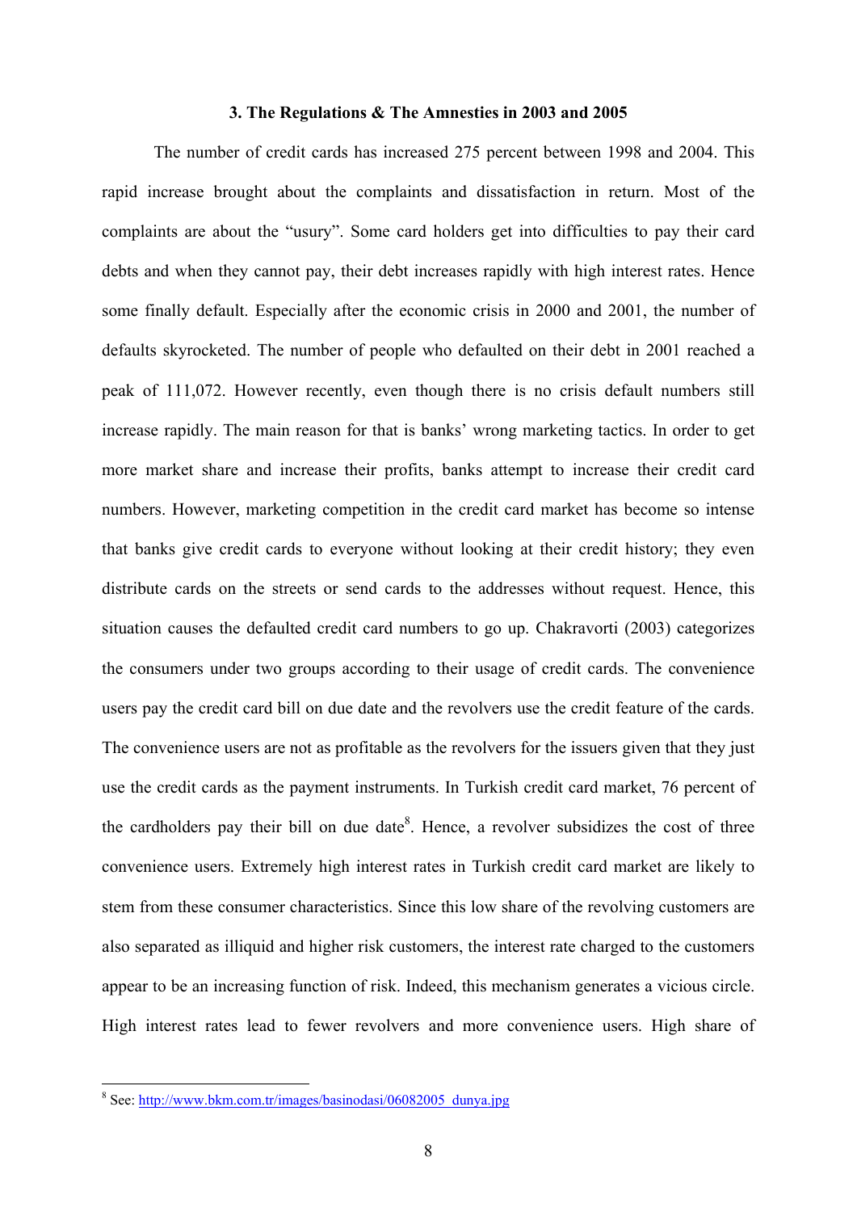### 3. The Regulations & The Amnesties in 2003 and 2005

The number of credit cards has increased 275 percent between 1998 and 2004. This rapid increase brought about the complaints and dissatisfaction in return. Most of the complaints are about the "usury". Some card holders get into difficulties to pay their card debts and when they cannot pay, their debt increases rapidly with high interest rates. Hence some finally default. Especially after the economic crisis in 2000 and 2001, the number of defaults skyrocketed. The number of people who defaulted on their debt in 2001 reached a peak of 111,072. However recently, even though there is no crisis default numbers still increase rapidly. The main reason for that is banks' wrong marketing tactics. In order to get more market share and increase their profits, banks attempt to increase their credit card numbers. However, marketing competition in the credit card market has become so intense that banks give credit cards to everyone without looking at their credit history; they even distribute cards on the streets or send cards to the addresses without request. Hence, this situation causes the defaulted credit card numbers to go up. Chakravorti (2003) categorizes the consumers under two groups according to their usage of credit cards. The convenience users pay the credit card bill on due date and the revolvers use the credit feature of the cards. The convenience users are not as profitable as the revolvers for the issuers given that they just use the credit cards as the payment instruments. In Turkish credit card market, 76 percent of the cardholders pay their bill on due date[8]. Hence, a revolver subsidizes the cost of three convenience users. Extremely high interest rates in Turkish credit card market are likely to stem from these consumer characteristics. Since this low share of the revolving customers are also separated as illiquid and higher risk customers, the interest rate charged to the customers appear to be an increasing function of risk. Indeed, this mechanism generates a vicious circle. High interest rates lead to fewer revolvers and more convenience users. High share of

---

[8] See: http://www.bkm.com.tr/images/basinodasi/06082005_dunya.jpg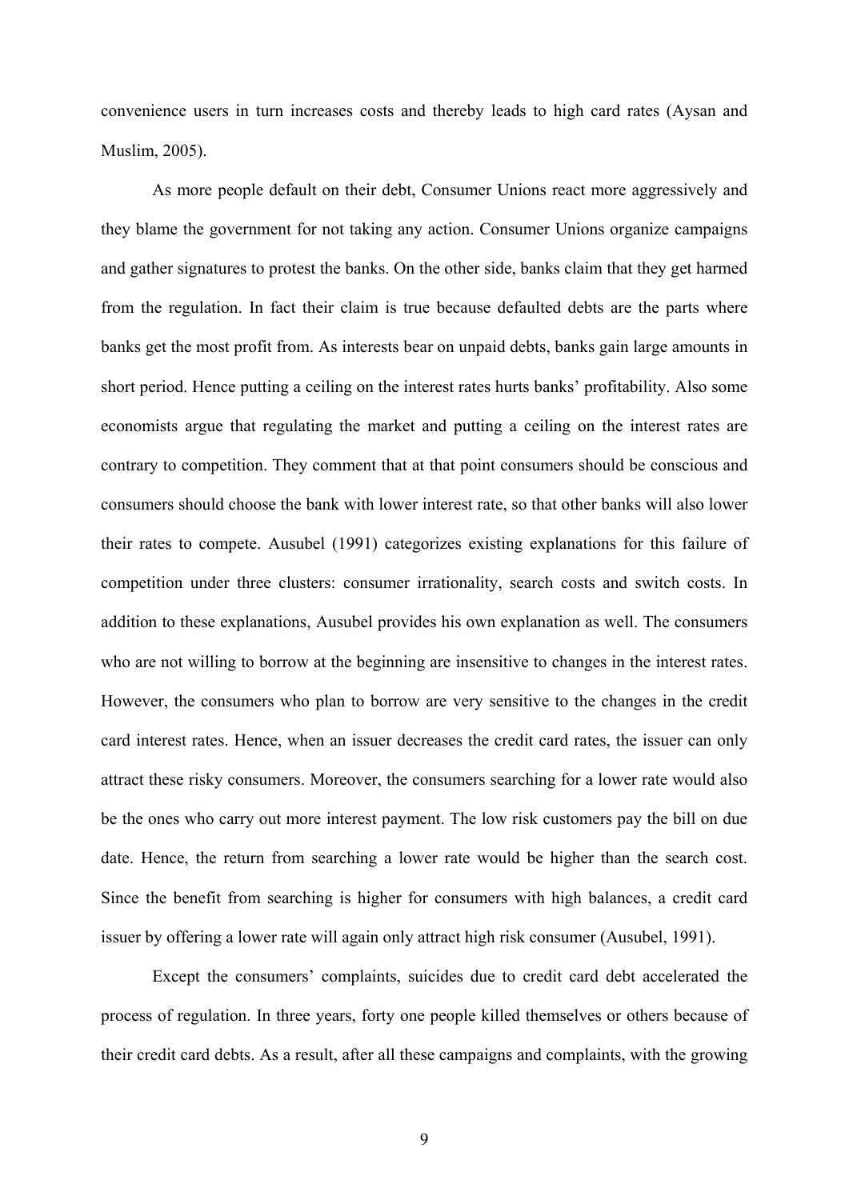convenience users in turn increases costs and thereby leads to high card rates (Aysan and Muslim, 2005).

As more people default on their debt, Consumer Unions react more aggressively and they blame the government for not taking any action. Consumer Unions organize campaigns and gather signatures to protest the banks. On the other side, banks claim that they get harmed from the regulation. In fact their claim is true because defaulted debts are the parts where banks get the most profit from. As interests bear on unpaid debts, banks gain large amounts in short period. Hence putting a ceiling on the interest rates hurts banks' profitability. Also some economists argue that regulating the market and putting a ceiling on the interest rates are contrary to competition. They comment that at that point consumers should be conscious and consumers should choose the bank with lower interest rate, so that other banks will also lower their rates to compete. Ausubel (1991) categorizes existing explanations for this failure of competition under three clusters: consumer irrationality, search costs and switch costs. In addition to these explanations, Ausubel provides his own explanation as well. The consumers who are not willing to borrow at the beginning are insensitive to changes in the interest rates. However, the consumers who plan to borrow are very sensitive to the changes in the credit card interest rates. Hence, when an issuer decreases the credit card rates, the issuer can only attract these risky consumers. Moreover, the consumers searching for a lower rate would also be the ones who carry out more interest payment. The low risk customers pay the bill on due date. Hence, the return from searching a lower rate would be higher than the search cost. Since the benefit from searching is higher for consumers with high balances, a credit card issuer by offering a lower rate will again only attract high risk consumer (Ausubel, 1991).

Except the consumers' complaints, suicides due to credit card debt accelerated the process of regulation. In three years, forty one people killed themselves or others because of their credit card debts. As a result, after all these campaigns and complaints, with the growing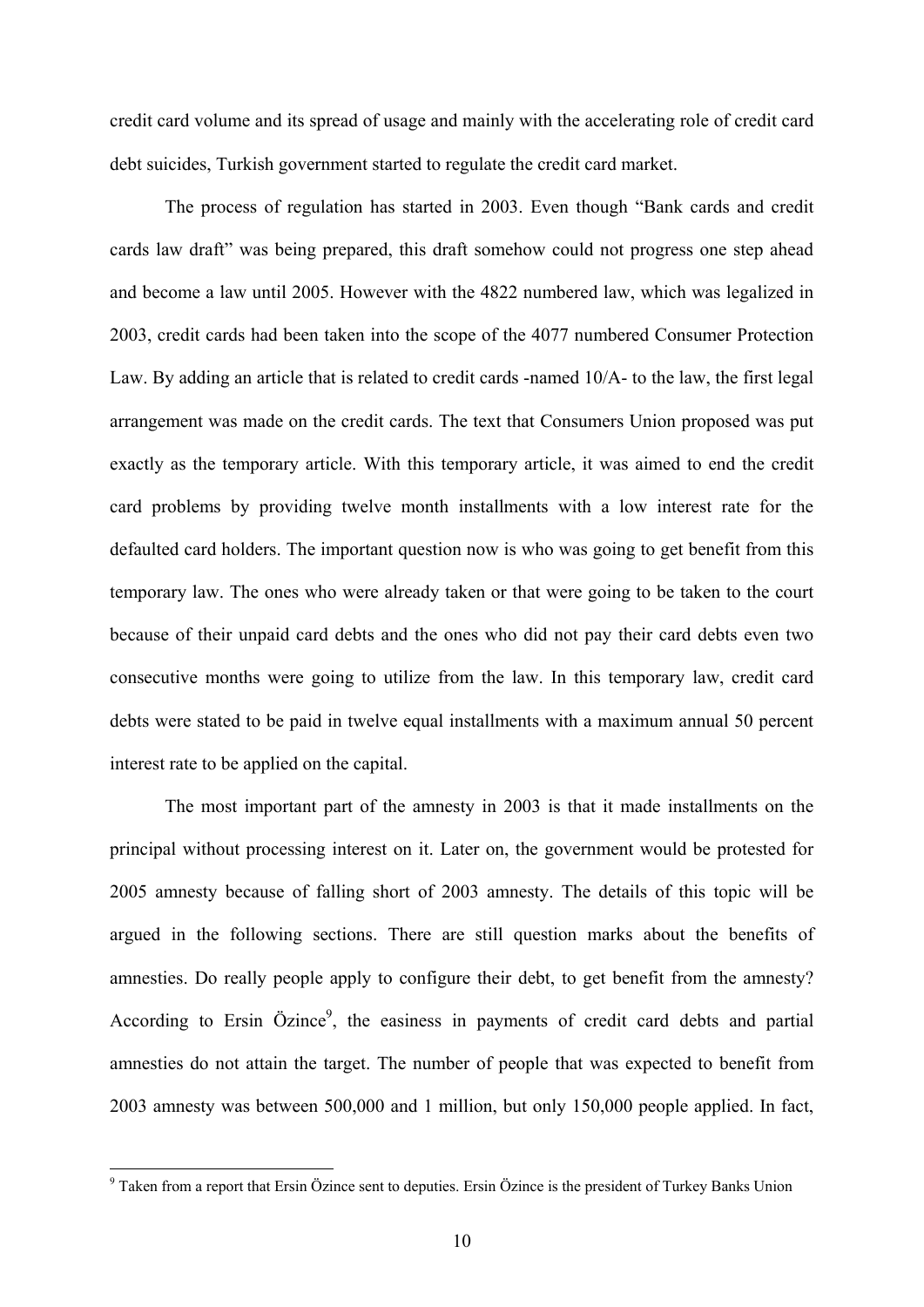credit card volume and its spread of usage and mainly with the accelerating role of credit card debt suicides, Turkish government started to regulate the credit card market.

The process of regulation has started in 2003. Even though "Bank cards and credit cards law draft" was being prepared, this draft somehow could not progress one step ahead and become a law until 2005. However with the 4822 numbered law, which was legalized in 2003, credit cards had been taken into the scope of the 4077 numbered Consumer Protection Law. By adding an article that is related to credit cards -named 10/A- to the law, the first legal arrangement was made on the credit cards. The text that Consumers Union proposed was put exactly as the temporary article. With this temporary article, it was aimed to end the credit card problems by providing twelve month installments with a low interest rate for the defaulted card holders. The important question now is who was going to get benefit from this temporary law. The ones who were already taken or that were going to be taken to the court because of their unpaid card debts and the ones who did not pay their card debts even two consecutive months were going to utilize from the law. In this temporary law, credit card debts were stated to be paid in twelve equal installments with a maximum annual 50 percent interest rate to be applied on the capital.

The most important part of the amnesty in 2003 is that it made installments on the principal without processing interest on it. Later on, the government would be protested for 2005 amnesty because of falling short of 2003 amnesty. The details of this topic will be argued in the following sections. There are still question marks about the benefits of amnesties. Do really people apply to configure their debt, to get benefit from the amnesty? According to Ersin Özince[9], the easiness in payments of credit card debts and partial amnesties do not attain the target. The number of people that was expected to benefit from 2003 amnesty was between 500,000 and 1 million, but only 150,000 people applied. In fact,

[9] Taken from a report that Ersin Özince sent to deputies. Ersin Özince is the president of Turkey Banks Union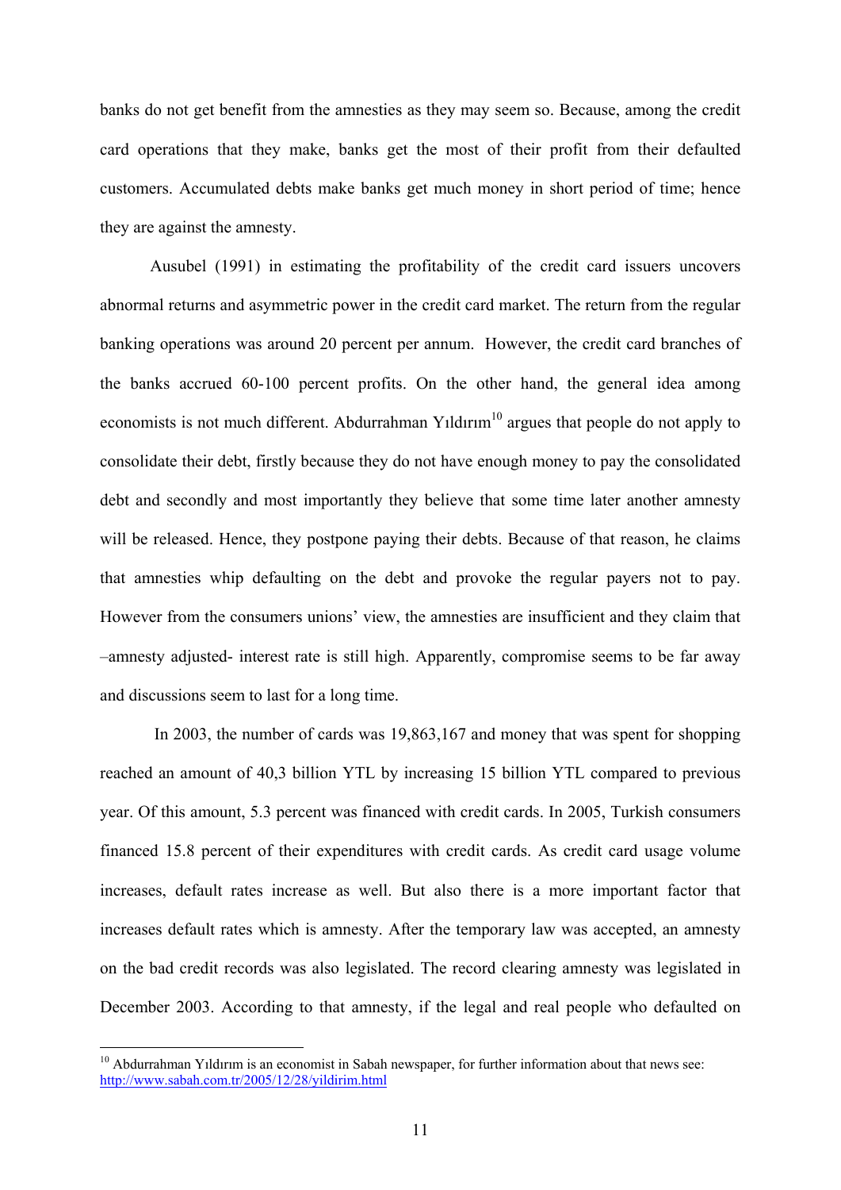banks do not get benefit from the amnesties as they may seem so. Because, among the credit card operations that they make, banks get the most of their profit from their defaulted customers. Accumulated debts make banks get much money in short period of time; hence they are against the amnesty.

Ausubel (1991) in estimating the profitability of the credit card issuers uncovers abnormal returns and asymmetric power in the credit card market. The return from the regular banking operations was around 20 percent per annum. However, the credit card branches of the banks accrued 60-100 percent profits. On the other hand, the general idea among economists is not much different. Abdurrahman Yıldırım[10] argues that people do not apply to consolidate their debt, firstly because they do not have enough money to pay the consolidated debt and secondly and most importantly they believe that some time later another amnesty will be released. Hence, they postpone paying their debts. Because of that reason, he claims that amnesties whip defaulting on the debt and provoke the regular payers not to pay. However from the consumers unions' view, the amnesties are insufficient and they claim that –amnesty adjusted- interest rate is still high. Apparently, compromise seems to be far away and discussions seem to last for a long time.

In 2003, the number of cards was 19,863,167 and money that was spent for shopping reached an amount of 40,3 billion YTL by increasing 15 billion YTL compared to previous year. Of this amount, 5.3 percent was financed with credit cards. In 2005, Turkish consumers financed 15.8 percent of their expenditures with credit cards. As credit card usage volume increases, default rates increase as well. But also there is a more important factor that increases default rates which is amnesty. After the temporary law was accepted, an amnesty on the bad credit records was also legislated. The record clearing amnesty was legislated in December 2003. According to that amnesty, if the legal and real people who defaulted on

[10] Abdurrahman Yıldırım is an economist in Sabah newspaper, for further information about that news see: http://www.sabah.com.tr/2005/12/28/yildirim.html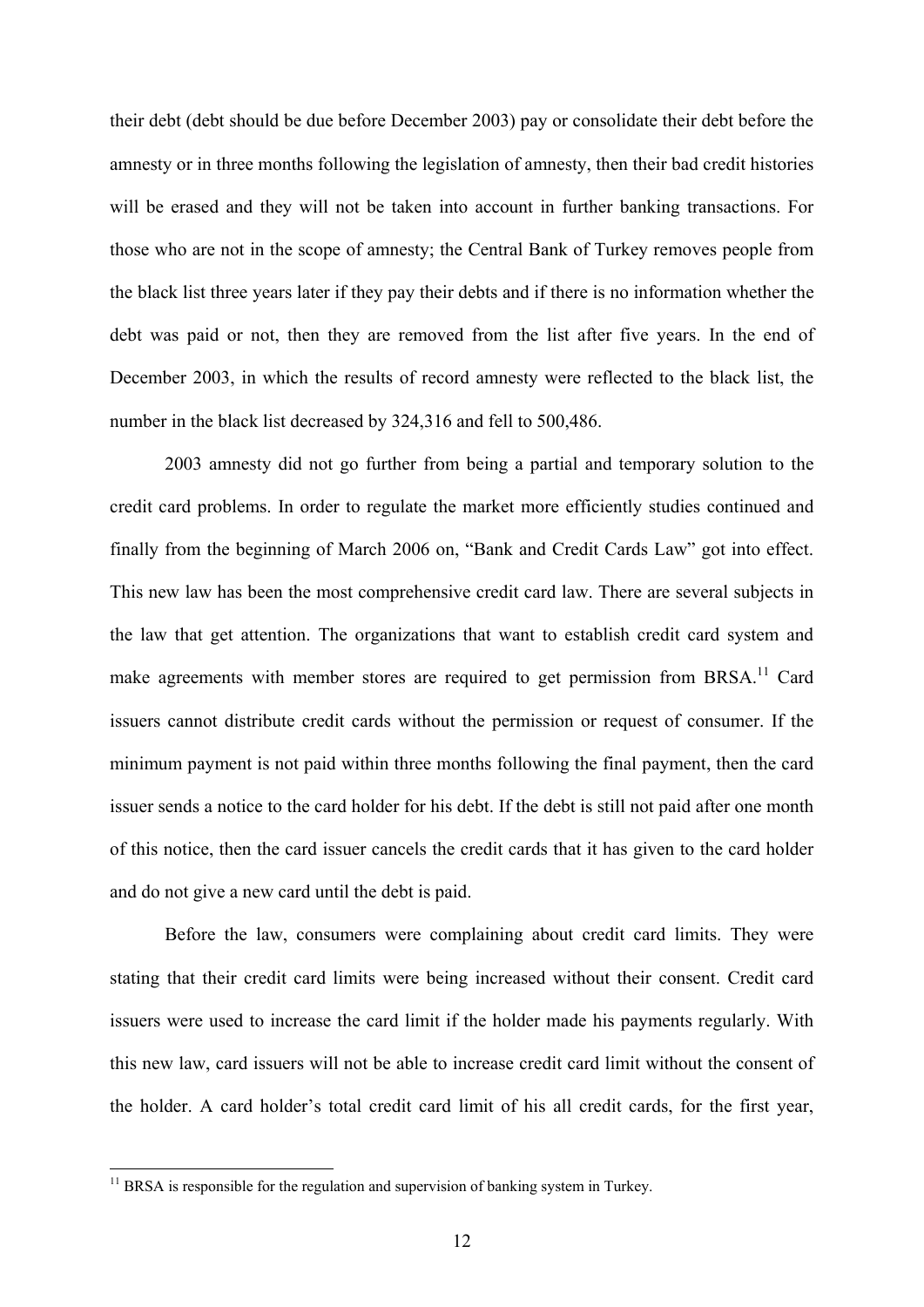their debt (debt should be due before December 2003) pay or consolidate their debt before the amnesty or in three months following the legislation of amnesty, then their bad credit histories will be erased and they will not be taken into account in further banking transactions. For those who are not in the scope of amnesty; the Central Bank of Turkey removes people from the black list three years later if they pay their debts and if there is no information whether the debt was paid or not, then they are removed from the list after five years. In the end of December 2003, in which the results of record amnesty were reflected to the black list, the number in the black list decreased by 324,316 and fell to 500,486.

2003 amnesty did not go further from being a partial and temporary solution to the credit card problems. In order to regulate the market more efficiently studies continued and finally from the beginning of March 2006 on, "Bank and Credit Cards Law" got into effect. This new law has been the most comprehensive credit card law. There are several subjects in the law that get attention. The organizations that want to establish credit card system and make agreements with member stores are required to get permission from BRSA.[11] Card issuers cannot distribute credit cards without the permission or request of consumer. If the minimum payment is not paid within three months following the final payment, then the card issuer sends a notice to the card holder for his debt. If the debt is still not paid after one month of this notice, then the card issuer cancels the credit cards that it has given to the card holder and do not give a new card until the debt is paid.

Before the law, consumers were complaining about credit card limits. They were stating that their credit card limits were being increased without their consent. Credit card issuers were used to increase the card limit if the holder made his payments regularly. With this new law, card issuers will not be able to increase credit card limit without the consent of the holder. A card holder's total credit card limit of his all credit cards, for the first year,

[11] BRSA is responsible for the regulation and supervision of banking system in Turkey.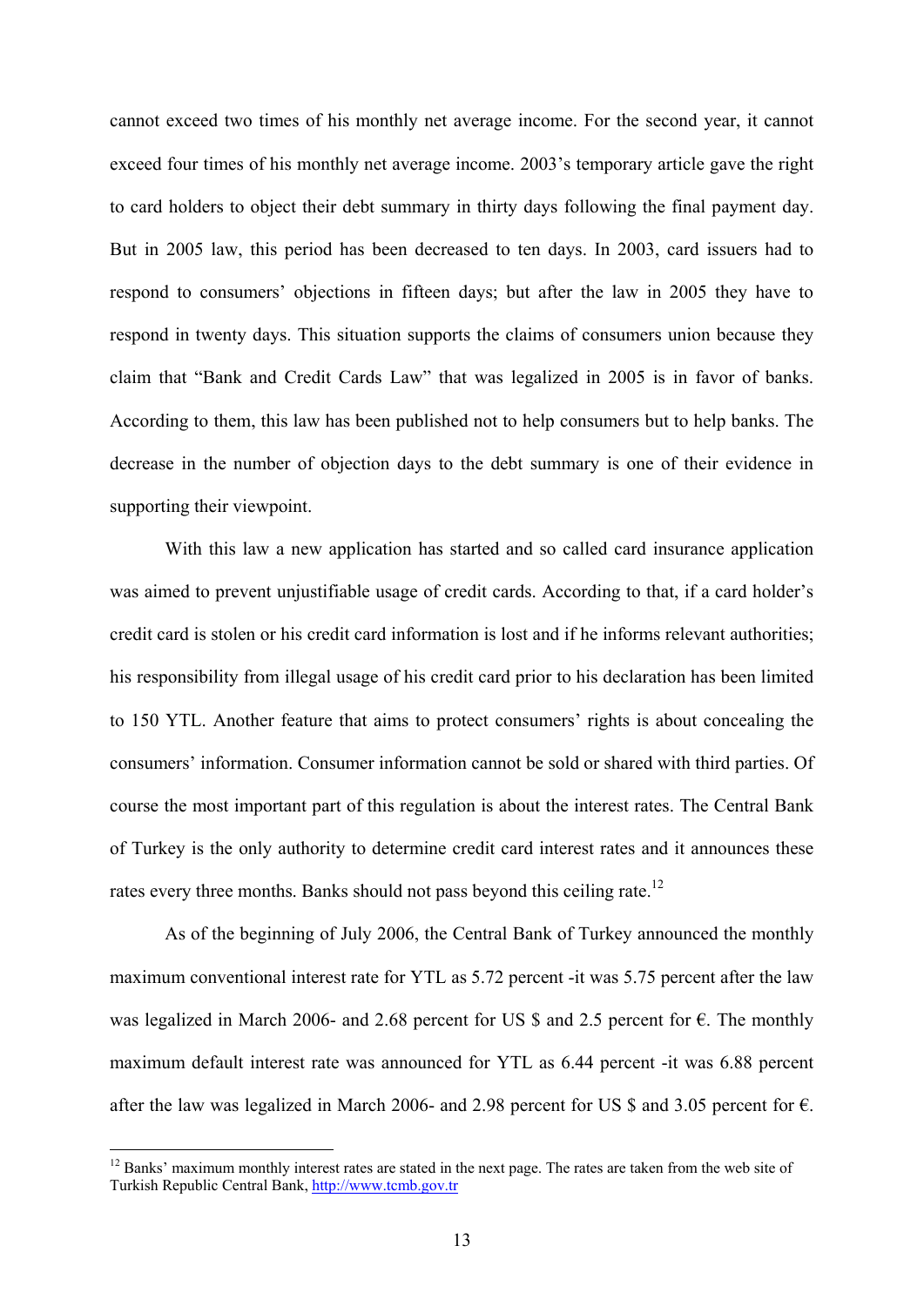cannot exceed two times of his monthly net average income. For the second year, it cannot exceed four times of his monthly net average income. 2003's temporary article gave the right to card holders to object their debt summary in thirty days following the final payment day. But in 2005 law, this period has been decreased to ten days. In 2003, card issuers had to respond to consumers' objections in fifteen days; but after the law in 2005 they have to respond in twenty days. This situation supports the claims of consumers union because they claim that "Bank and Credit Cards Law" that was legalized in 2005 is in favor of banks. According to them, this law has been published not to help consumers but to help banks. The decrease in the number of objection days to the debt summary is one of their evidence in supporting their viewpoint.

With this law a new application has started and so called card insurance application was aimed to prevent unjustifiable usage of credit cards. According to that, if a card holder's credit card is stolen or his credit card information is lost and if he informs relevant authorities; his responsibility from illegal usage of his credit card prior to his declaration has been limited to 150 YTL. Another feature that aims to protect consumers' rights is about concealing the consumers' information. Consumer information cannot be sold or shared with third parties. Of course the most important part of this regulation is about the interest rates. The Central Bank of Turkey is the only authority to determine credit card interest rates and it announces these rates every three months. Banks should not pass beyond this ceiling rate.[12]

As of the beginning of July 2006, the Central Bank of Turkey announced the monthly maximum conventional interest rate for YTL as 5.72 percent -it was 5.75 percent after the law was legalized in March 2006- and 2.68 percent for US $ and 2.5 percent for €. The monthly maximum default interest rate was announced for YTL as 6.44 percent -it was 6.88 percent after the law was legalized in March 2006- and 2.98 percent for US $ and 3.05 percent for €.

[12] Banks' maximum monthly interest rates are stated in the next page. The rates are taken from the web site of Turkish Republic Central Bank, http://www.tcmb.gov.tr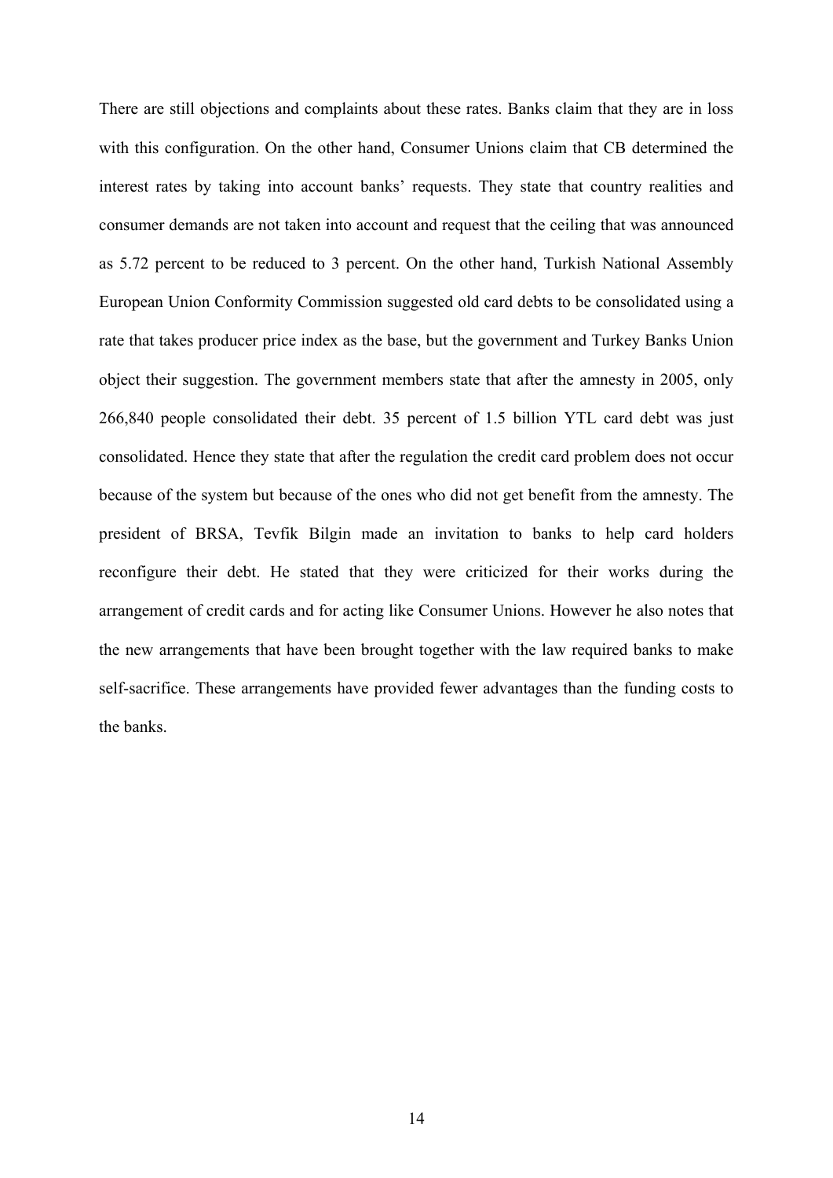There are still objections and complaints about these rates. Banks claim that they are in loss with this configuration. On the other hand, Consumer Unions claim that CB determined the interest rates by taking into account banks' requests. They state that country realities and consumer demands are not taken into account and request that the ceiling that was announced as 5.72 percent to be reduced to 3 percent. On the other hand, Turkish National Assembly European Union Conformity Commission suggested old card debts to be consolidated using a rate that takes producer price index as the base, but the government and Turkey Banks Union object their suggestion. The government members state that after the amnesty in 2005, only 266,840 people consolidated their debt. 35 percent of 1.5 billion YTL card debt was just consolidated. Hence they state that after the regulation the credit card problem does not occur because of the system but because of the ones who did not get benefit from the amnesty. The president of BRSA, Tevfik Bilgin made an invitation to banks to help card holders reconfigure their debt. He stated that they were criticized for their works during the arrangement of credit cards and for acting like Consumer Unions. However he also notes that the new arrangements that have been brought together with the law required banks to make self-sacrifice. These arrangements have provided fewer advantages than the funding costs to the banks.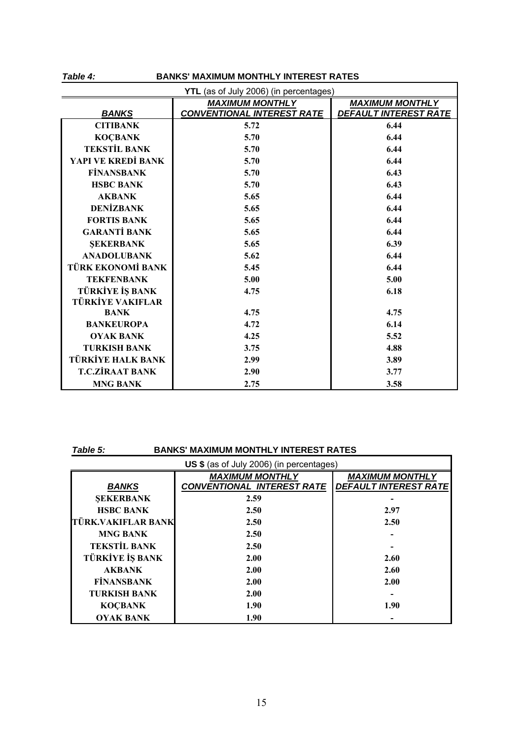*Table 4:* **BANKS' MAXIMUM MONTHLY INTEREST RATES**

| **YTL** (as of July 2006) (in percentages) | | |
|---|---|---|
| ***BANKS*** | ***MAXIMUM MONTHLY CONVENTIONAL INTEREST RATE*** | ***MAXIMUM MONTHLY DEFAULT INTEREST RATE*** |
| **CITIBANK** | **5.72** | **6.44** |
| **KOÇBANK** | **5.70** | **6.44** |
| **TEKSTİL BANK** | **5.70** | **6.44** |
| **YAPI VE KREDİ BANK** | **5.70** | **6.44** |
| **FİNANSBANK** | **5.70** | **6.43** |
| **HSBC BANK** | **5.70** | **6.43** |
| **AKBANK** | **5.65** | **6.44** |
| **DENİZBANK** | **5.65** | **6.44** |
| **FORTIS BANK** | **5.65** | **6.44** |
| **GARANTİ BANK** | **5.65** | **6.44** |
| **ŞEKERBANK** | **5.65** | **6.39** |
| **ANADOLUBANK** | **5.62** | **6.44** |
| **TÜRK EKONOMİ BANK** | **5.45** | **6.44** |
| **TEKFENBANK** | **5.00** | **5.00** |
| **TÜRKİYE İŞ BANK** | **4.75** | **6.18** |
| **TÜRKİYE VAKIFLAR BANK** | **4.75** | **4.75** |
| **BANKEUROPA** | **4.72** | **6.14** |
| **OYAK BANK** | **4.25** | **5.52** |
| **TURKISH BANK** | **3.75** | **4.88** |
| **TÜRKİYE HALK BANK** | **2.99** | **3.89** |
| **T.C.ZİRAAT BANK** | **2.90** | **3.77** |
| **MNG BANK** | **2.75** | **3.58** |

*Table 5:* **BANKS' MAXIMUM MONTHLY INTEREST RATES**

| **US $** (as of July 2006) (in percentages) | | |
|---|---|---|
| ***BANKS*** | ***MAXIMUM MONTHLY CONVENTIONAL INTEREST RATE*** | ***MAXIMUM MONTHLY DEFAULT INTEREST RATE*** |
| **ŞEKERBANK** | **2.59** | **-** |
| **HSBC BANK** | **2.50** | **2.97** |
| **TÜRK.VAKIFLAR BANK** | **2.50** | **2.50** |
| **MNG BANK** | **2.50** | **-** |
| **TEKSTİL BANK** | **2.50** | **-** |
| **TÜRKİYE İŞ BANK** | **2.00** | **2.60** |
| **AKBANK** | **2.00** | **2.60** |
| **FİNANSBANK** | **2.00** | **2.00** |
| **TURKISH BANK** | **2.00** | **-** |
| **KOÇBANK** | **1.90** | **1.90** |
| **OYAK BANK** | **1.90** | **-** |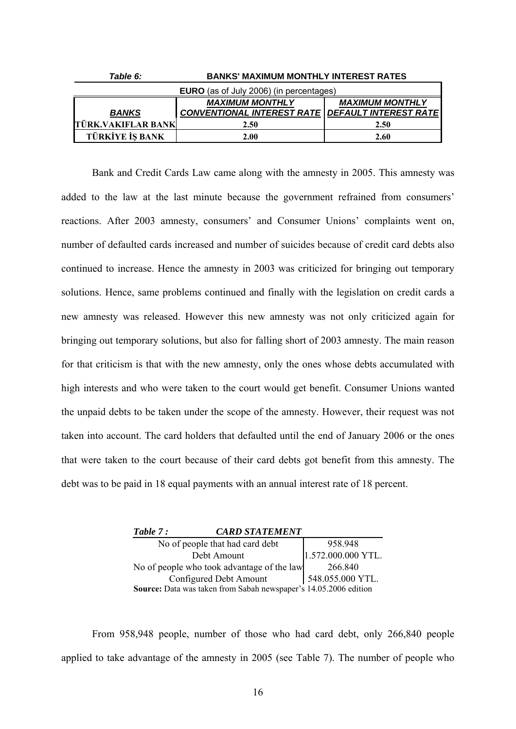*Table 6:* **BANKS' MAXIMUM MONTHLY INTEREST RATES**

| EURO (as of July 2006) (in percentages) | | |
|---|---|---|
| ***BANKS*** | ***MAXIMUM MONTHLY CONVENTIONAL INTEREST RATE*** | ***MAXIMUM MONTHLY DEFAULT INTEREST RATE*** |
| **TÜRK.VAKIFLAR BANK** | **2.50** | **2.50** |
| **TÜRKİYE İŞ BANK** | **2.00** | **2.60** |

Bank and Credit Cards Law came along with the amnesty in 2005. This amnesty was added to the law at the last minute because the government refrained from consumers' reactions. After 2003 amnesty, consumers' and Consumer Unions' complaints went on, number of defaulted cards increased and number of suicides because of credit card debts also continued to increase. Hence the amnesty in 2003 was criticized for bringing out temporary solutions. Hence, same problems continued and finally with the legislation on credit cards a new amnesty was released. However this new amnesty was not only criticized again for bringing out temporary solutions, but also for falling short of 2003 amnesty. The main reason for that criticism is that with the new amnesty, only the ones whose debts accumulated with high interests and who were taken to the court would get benefit. Consumer Unions wanted the unpaid debts to be taken under the scope of the amnesty. However, their request was not taken into account. The card holders that defaulted until the end of January 2006 or the ones that were taken to the court because of their card debts got benefit from this amnesty. The debt was to be paid in 18 equal payments with an annual interest rate of 18 percent.

***Table 7 :*** ***CARD STATEMENT***

| | |
|---|---|
| No of people that had card debt | 958.948 |
| Debt Amount | 1.572.000.000 YTL. |
| No of people who took advantage of the law | 266.840 |
| Configured Debt Amount | 548.055.000 YTL. |

**Source:** Data was taken from Sabah newspaper's 14.05.2006 edition

From 958,948 people, number of those who had card debt, only 266,840 people applied to take advantage of the amnesty in 2005 (see Table 7). The number of people who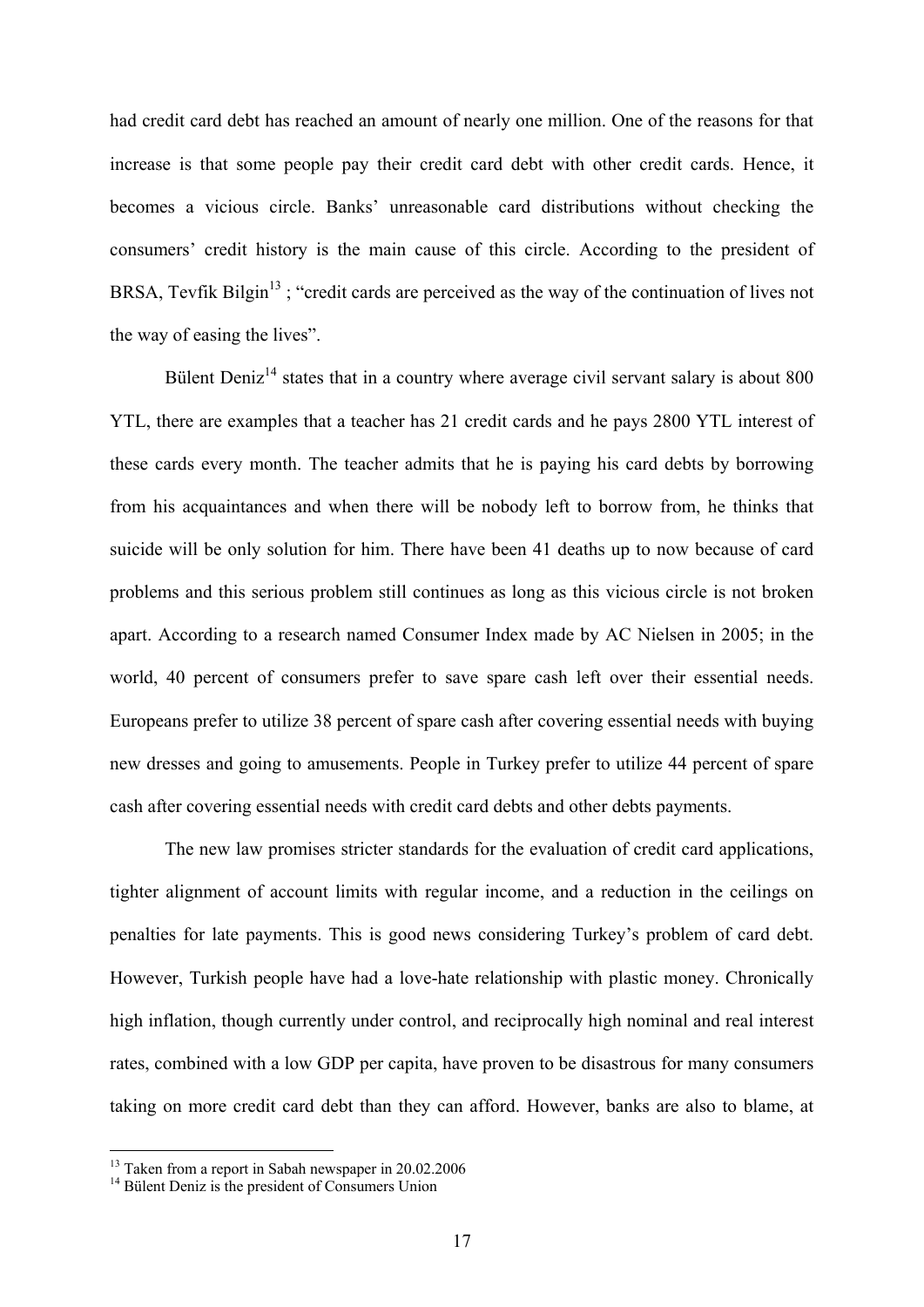had credit card debt has reached an amount of nearly one million. One of the reasons for that increase is that some people pay their credit card debt with other credit cards. Hence, it becomes a vicious circle. Banks' unreasonable card distributions without checking the consumers' credit history is the main cause of this circle. According to the president of BRSA, Tevfik Bilgin[13] ; "credit cards are perceived as the way of the continuation of lives not the way of easing the lives".

Bülent Deniz[14] states that in a country where average civil servant salary is about 800 YTL, there are examples that a teacher has 21 credit cards and he pays 2800 YTL interest of these cards every month. The teacher admits that he is paying his card debts by borrowing from his acquaintances and when there will be nobody left to borrow from, he thinks that suicide will be only solution for him. There have been 41 deaths up to now because of card problems and this serious problem still continues as long as this vicious circle is not broken apart. According to a research named Consumer Index made by AC Nielsen in 2005; in the world, 40 percent of consumers prefer to save spare cash left over their essential needs. Europeans prefer to utilize 38 percent of spare cash after covering essential needs with buying new dresses and going to amusements. People in Turkey prefer to utilize 44 percent of spare cash after covering essential needs with credit card debts and other debts payments.

The new law promises stricter standards for the evaluation of credit card applications, tighter alignment of account limits with regular income, and a reduction in the ceilings on penalties for late payments. This is good news considering Turkey's problem of card debt. However, Turkish people have had a love-hate relationship with plastic money. Chronically high inflation, though currently under control, and reciprocally high nominal and real interest rates, combined with a low GDP per capita, have proven to be disastrous for many consumers taking on more credit card debt than they can afford. However, banks are also to blame, at

[13] Taken from a report in Sabah newspaper in 20.02.2006

[14] Bülent Deniz is the president of Consumers Union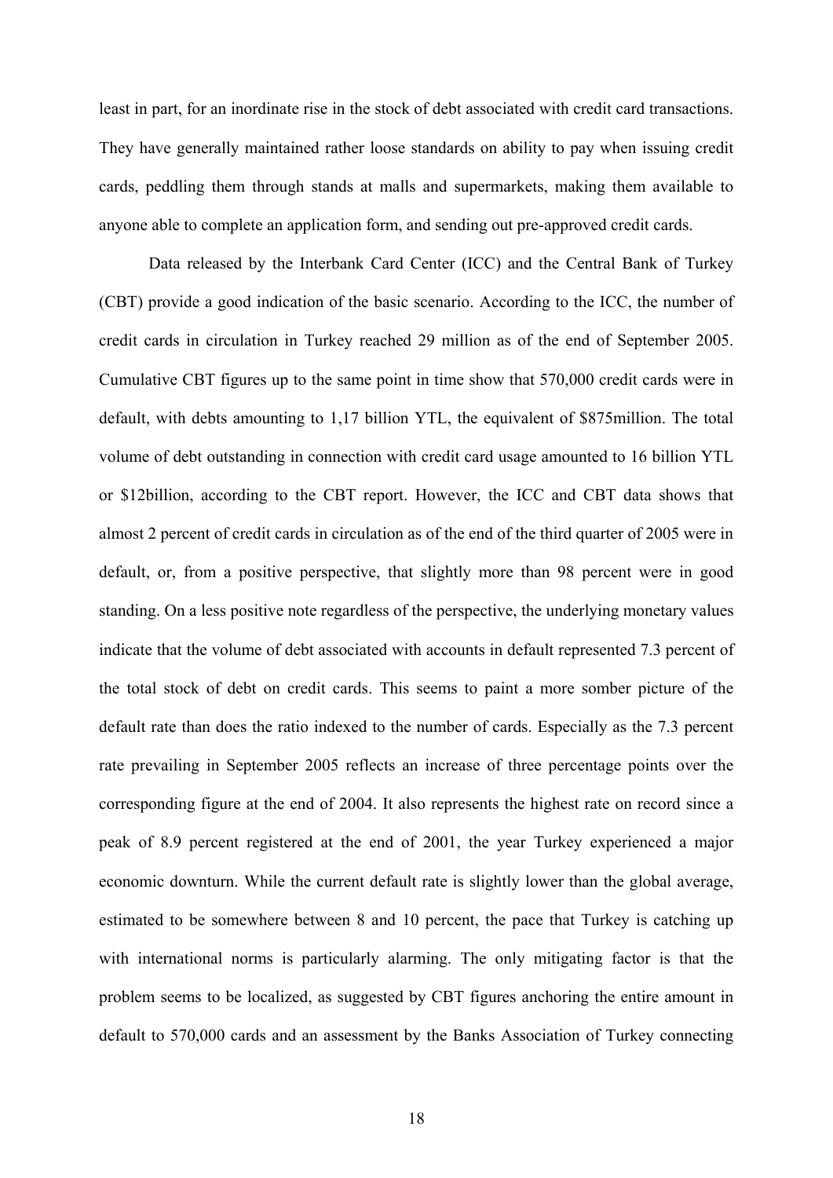least in part, for an inordinate rise in the stock of debt associated with credit card transactions. They have generally maintained rather loose standards on ability to pay when issuing credit cards, peddling them through stands at malls and supermarkets, making them available to anyone able to complete an application form, and sending out pre-approved credit cards.

Data released by the Interbank Card Center (ICC) and the Central Bank of Turkey (CBT) provide a good indication of the basic scenario. According to the ICC, the number of credit cards in circulation in Turkey reached 29 million as of the end of September 2005. Cumulative CBT figures up to the same point in time show that 570,000 credit cards were in default, with debts amounting to 1,17 billion YTL, the equivalent of $875million. The total volume of debt outstanding in connection with credit card usage amounted to 16 billion YTL or $12billion, according to the CBT report. However, the ICC and CBT data shows that almost 2 percent of credit cards in circulation as of the end of the third quarter of 2005 were in default, or, from a positive perspective, that slightly more than 98 percent were in good standing. On a less positive note regardless of the perspective, the underlying monetary values indicate that the volume of debt associated with accounts in default represented 7.3 percent of the total stock of debt on credit cards. This seems to paint a more somber picture of the default rate than does the ratio indexed to the number of cards. Especially as the 7.3 percent rate prevailing in September 2005 reflects an increase of three percentage points over the corresponding figure at the end of 2004. It also represents the highest rate on record since a peak of 8.9 percent registered at the end of 2001, the year Turkey experienced a major economic downturn. While the current default rate is slightly lower than the global average, estimated to be somewhere between 8 and 10 percent, the pace that Turkey is catching up with international norms is particularly alarming. The only mitigating factor is that the problem seems to be localized, as suggested by CBT figures anchoring the entire amount in default to 570,000 cards and an assessment by the Banks Association of Turkey connecting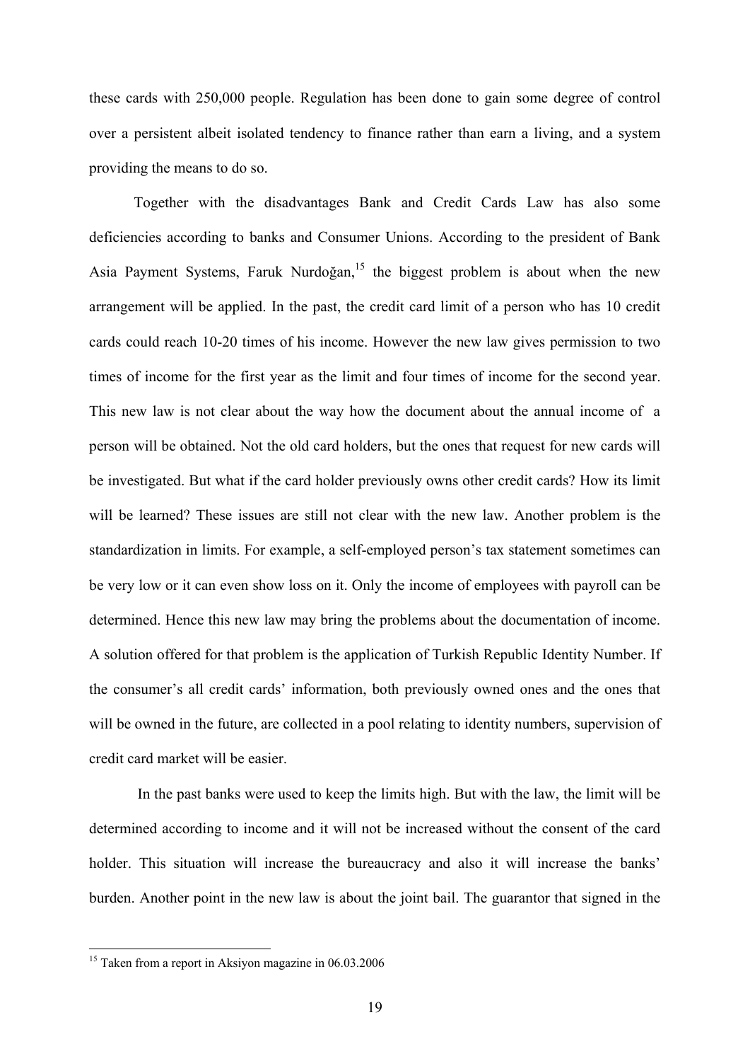these cards with 250,000 people. Regulation has been done to gain some degree of control over a persistent albeit isolated tendency to finance rather than earn a living, and a system providing the means to do so.

Together with the disadvantages Bank and Credit Cards Law has also some deficiencies according to banks and Consumer Unions. According to the president of Bank Asia Payment Systems, Faruk Nurdoğan,[15] the biggest problem is about when the new arrangement will be applied. In the past, the credit card limit of a person who has 10 credit cards could reach 10-20 times of his income. However the new law gives permission to two times of income for the first year as the limit and four times of income for the second year. This new law is not clear about the way how the document about the annual income of a person will be obtained. Not the old card holders, but the ones that request for new cards will be investigated. But what if the card holder previously owns other credit cards? How its limit will be learned? These issues are still not clear with the new law. Another problem is the standardization in limits. For example, a self-employed person's tax statement sometimes can be very low or it can even show loss on it. Only the income of employees with payroll can be determined. Hence this new law may bring the problems about the documentation of income. A solution offered for that problem is the application of Turkish Republic Identity Number. If the consumer's all credit cards' information, both previously owned ones and the ones that will be owned in the future, are collected in a pool relating to identity numbers, supervision of credit card market will be easier.

In the past banks were used to keep the limits high. But with the law, the limit will be determined according to income and it will not be increased without the consent of the card holder. This situation will increase the bureaucracy and also it will increase the banks' burden. Another point in the new law is about the joint bail. The guarantor that signed in the

[15] Taken from a report in Aksiyon magazine in 06.03.2006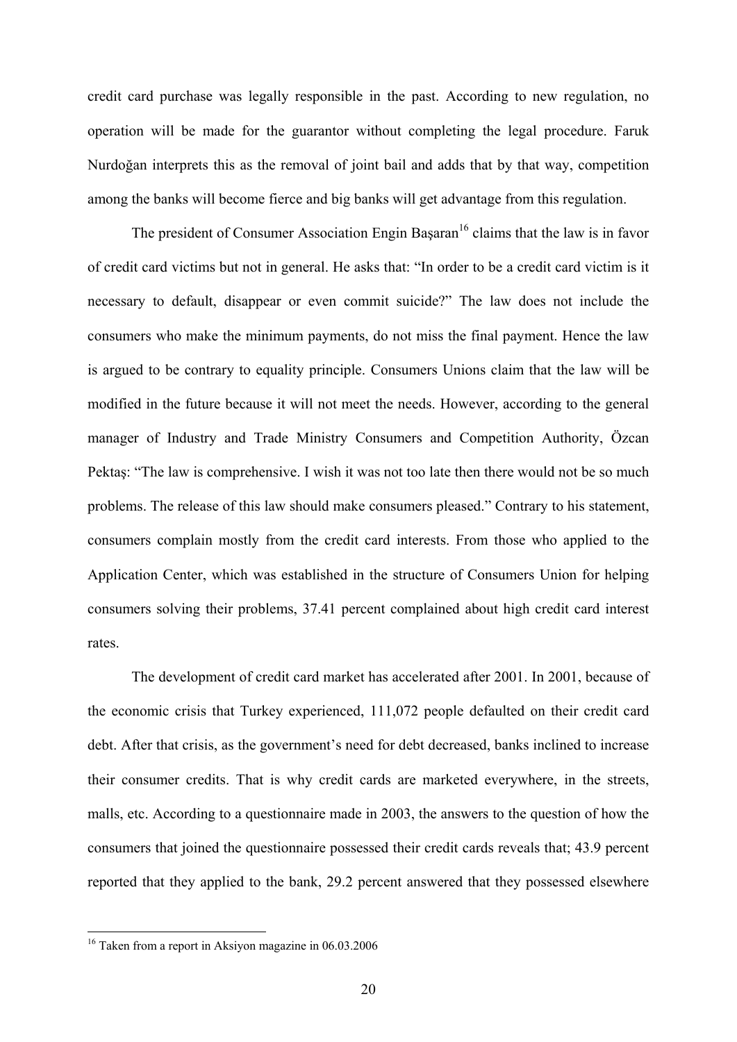credit card purchase was legally responsible in the past. According to new regulation, no operation will be made for the guarantor without completing the legal procedure. Faruk Nurdoğan interprets this as the removal of joint bail and adds that by that way, competition among the banks will become fierce and big banks will get advantage from this regulation.

The president of Consumer Association Engin Başaran[16] claims that the law is in favor of credit card victims but not in general. He asks that: "In order to be a credit card victim is it necessary to default, disappear or even commit suicide?" The law does not include the consumers who make the minimum payments, do not miss the final payment. Hence the law is argued to be contrary to equality principle. Consumers Unions claim that the law will be modified in the future because it will not meet the needs. However, according to the general manager of Industry and Trade Ministry Consumers and Competition Authority, Özcan Pektaş: "The law is comprehensive. I wish it was not too late then there would not be so much problems. The release of this law should make consumers pleased." Contrary to his statement, consumers complain mostly from the credit card interests. From those who applied to the Application Center, which was established in the structure of Consumers Union for helping consumers solving their problems, 37.41 percent complained about high credit card interest rates.

The development of credit card market has accelerated after 2001. In 2001, because of the economic crisis that Turkey experienced, 111,072 people defaulted on their credit card debt. After that crisis, as the government's need for debt decreased, banks inclined to increase their consumer credits. That is why credit cards are marketed everywhere, in the streets, malls, etc. According to a questionnaire made in 2003, the answers to the question of how the consumers that joined the questionnaire possessed their credit cards reveals that; 43.9 percent reported that they applied to the bank, 29.2 percent answered that they possessed elsewhere

---

[16] Taken from a report in Aksiyon magazine in 06.03.2006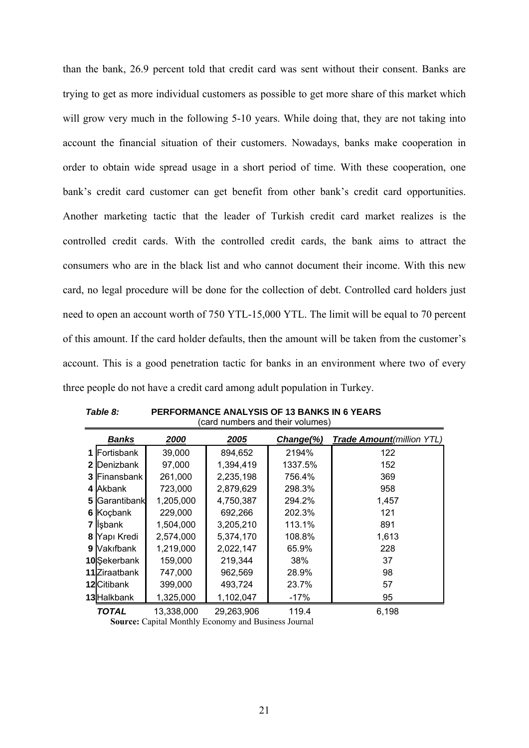than the bank, 26.9 percent told that credit card was sent without their consent. Banks are trying to get as more individual customers as possible to get more share of this market which will grow very much in the following 5-10 years. While doing that, they are not taking into account the financial situation of their customers. Nowadays, banks make cooperation in order to obtain wide spread usage in a short period of time. With these cooperation, one bank's credit card customer can get benefit from other bank's credit card opportunities. Another marketing tactic that the leader of Turkish credit card market realizes is the controlled credit cards. With the controlled credit cards, the bank aims to attract the consumers who are in the black list and who cannot document their income. With this new card, no legal procedure will be done for the collection of debt. Controlled card holders just need to open an account worth of 750 YTL-15,000 YTL. The limit will be equal to 70 percent of this amount. If the card holder defaults, then the amount will be taken from the customer's account. This is a good penetration tactic for banks in an environment where two of every three people do not have a credit card among adult population in Turkey.

***Table 8:*** **PERFORMANCE ANALYSIS OF 13 BANKS IN 6 YEARS**
(card numbers and their volumes)

| | Banks | 2000 | 2005 | Change(%) | Trade Amount (million YTL) |
|---|---|---|---|---|---|
| 1 | Fortisbank | 39,000 | 894,652 | 2194% | 122 |
| 2 | Denizbank | 97,000 | 1,394,419 | 1337.5% | 152 |
| 3 | Finansbank | 261,000 | 2,235,198 | 756.4% | 369 |
| 4 | Akbank | 723,000 | 2,879,629 | 298.3% | 958 |
| 5 | Garantibank | 1,205,000 | 4,750,387 | 294.2% | 1,457 |
| 6 | Koçbank | 229,000 | 692,266 | 202.3% | 121 |
| 7 | İşbank | 1,504,000 | 3,205,210 | 113.1% | 891 |
| 8 | Yapı Kredi | 2,574,000 | 5,374,170 | 108.8% | 1,613 |
| 9 | Vakıfbank | 1,219,000 | 2,022,147 | 65.9% | 228 |
| 10 | Şekerbank | 159,000 | 219,344 | 38% | 37 |
| 11 | Ziraatbank | 747,000 | 962,569 | 28.9% | 98 |
| 12 | Citibank | 399,000 | 493,724 | 23.7% | 57 |
| 13 | Halkbank | 1,325,000 | 1,102,047 | -17% | 95 |
| | ***TOTAL*** | 13,338,000 | 29,263,906 | 119.4 | 6,198 |

**Source:** Capital Monthly Economy and Business Journal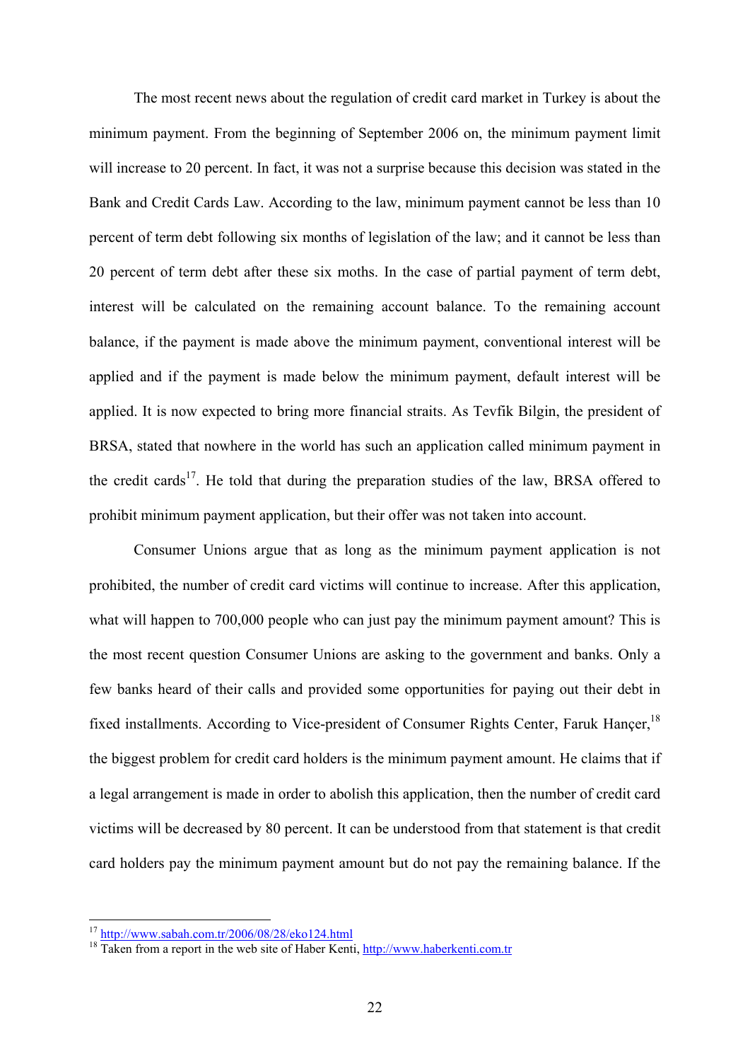The most recent news about the regulation of credit card market in Turkey is about the minimum payment. From the beginning of September 2006 on, the minimum payment limit will increase to 20 percent. In fact, it was not a surprise because this decision was stated in the Bank and Credit Cards Law. According to the law, minimum payment cannot be less than 10 percent of term debt following six months of legislation of the law; and it cannot be less than 20 percent of term debt after these six moths. In the case of partial payment of term debt, interest will be calculated on the remaining account balance. To the remaining account balance, if the payment is made above the minimum payment, conventional interest will be applied and if the payment is made below the minimum payment, default interest will be applied. It is now expected to bring more financial straits. As Tevfik Bilgin, the president of BRSA, stated that nowhere in the world has such an application called minimum payment in the credit cards[17]. He told that during the preparation studies of the law, BRSA offered to prohibit minimum payment application, but their offer was not taken into account.

Consumer Unions argue that as long as the minimum payment application is not prohibited, the number of credit card victims will continue to increase. After this application, what will happen to 700,000 people who can just pay the minimum payment amount? This is the most recent question Consumer Unions are asking to the government and banks. Only a few banks heard of their calls and provided some opportunities for paying out their debt in fixed installments. According to Vice-president of Consumer Rights Center, Faruk Hançer,[18] the biggest problem for credit card holders is the minimum payment amount. He claims that if a legal arrangement is made in order to abolish this application, then the number of credit card victims will be decreased by 80 percent. It can be understood from that statement is that credit card holders pay the minimum payment amount but do not pay the remaining balance. If the

[17] http://www.sabah.com.tr/2006/08/28/eko124.html

[18] Taken from a report in the web site of Haber Kenti, http://www.haberkenti.com.tr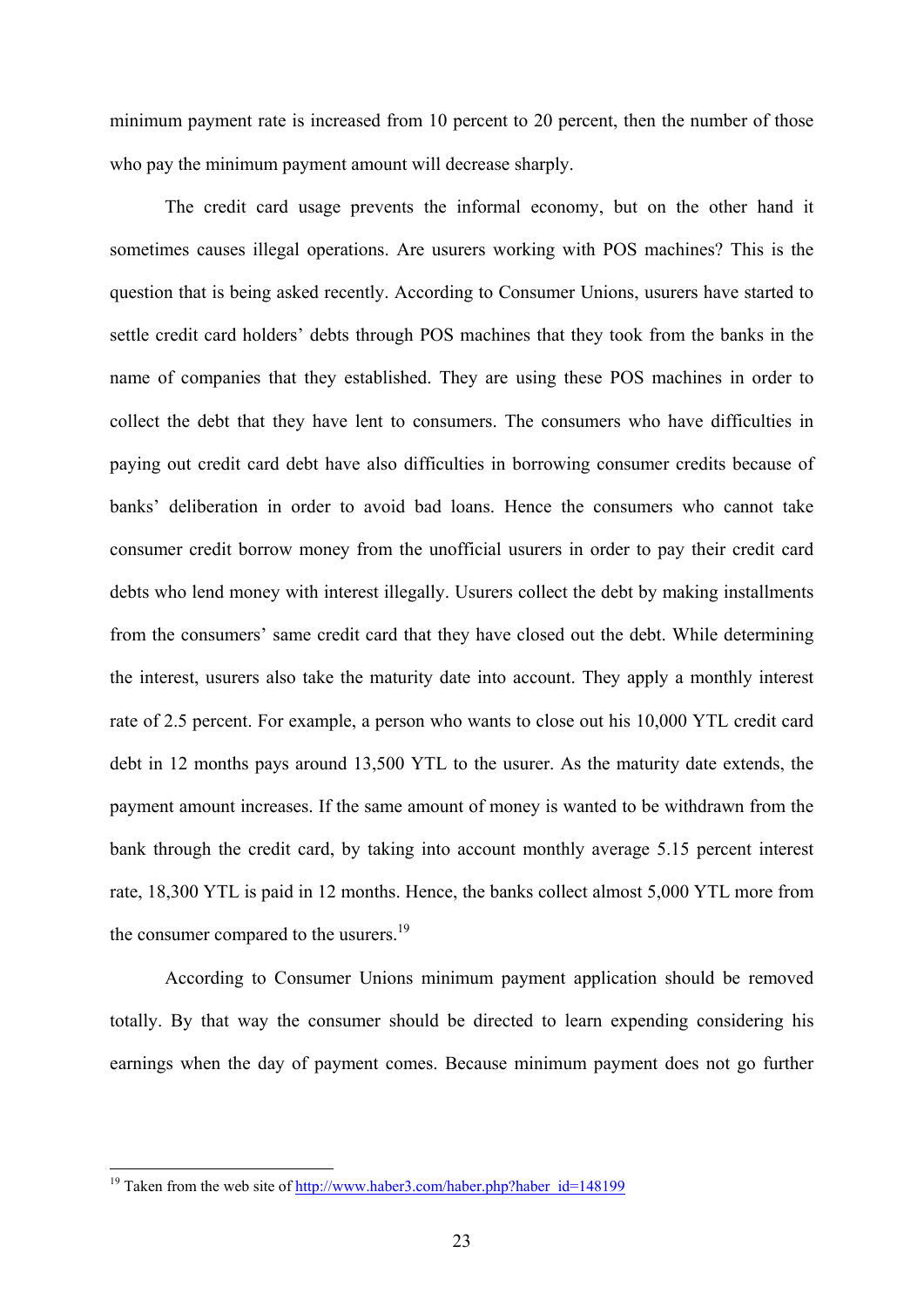minimum payment rate is increased from 10 percent to 20 percent, then the number of those who pay the minimum payment amount will decrease sharply.

The credit card usage prevents the informal economy, but on the other hand it sometimes causes illegal operations. Are usurers working with POS machines? This is the question that is being asked recently. According to Consumer Unions, usurers have started to settle credit card holders' debts through POS machines that they took from the banks in the name of companies that they established. They are using these POS machines in order to collect the debt that they have lent to consumers. The consumers who have difficulties in paying out credit card debt have also difficulties in borrowing consumer credits because of banks' deliberation in order to avoid bad loans. Hence the consumers who cannot take consumer credit borrow money from the unofficial usurers in order to pay their credit card debts who lend money with interest illegally. Usurers collect the debt by making installments from the consumers' same credit card that they have closed out the debt. While determining the interest, usurers also take the maturity date into account. They apply a monthly interest rate of 2.5 percent. For example, a person who wants to close out his 10,000 YTL credit card debt in 12 months pays around 13,500 YTL to the usurer. As the maturity date extends, the payment amount increases. If the same amount of money is wanted to be withdrawn from the bank through the credit card, by taking into account monthly average 5.15 percent interest rate, 18,300 YTL is paid in 12 months. Hence, the banks collect almost 5,000 YTL more from the consumer compared to the usurers.[19]

According to Consumer Unions minimum payment application should be removed totally. By that way the consumer should be directed to learn expending considering his earnings when the day of payment comes. Because minimum payment does not go further

[19] Taken from the web site of http://www.haber3.com/haber.php?haber_id=148199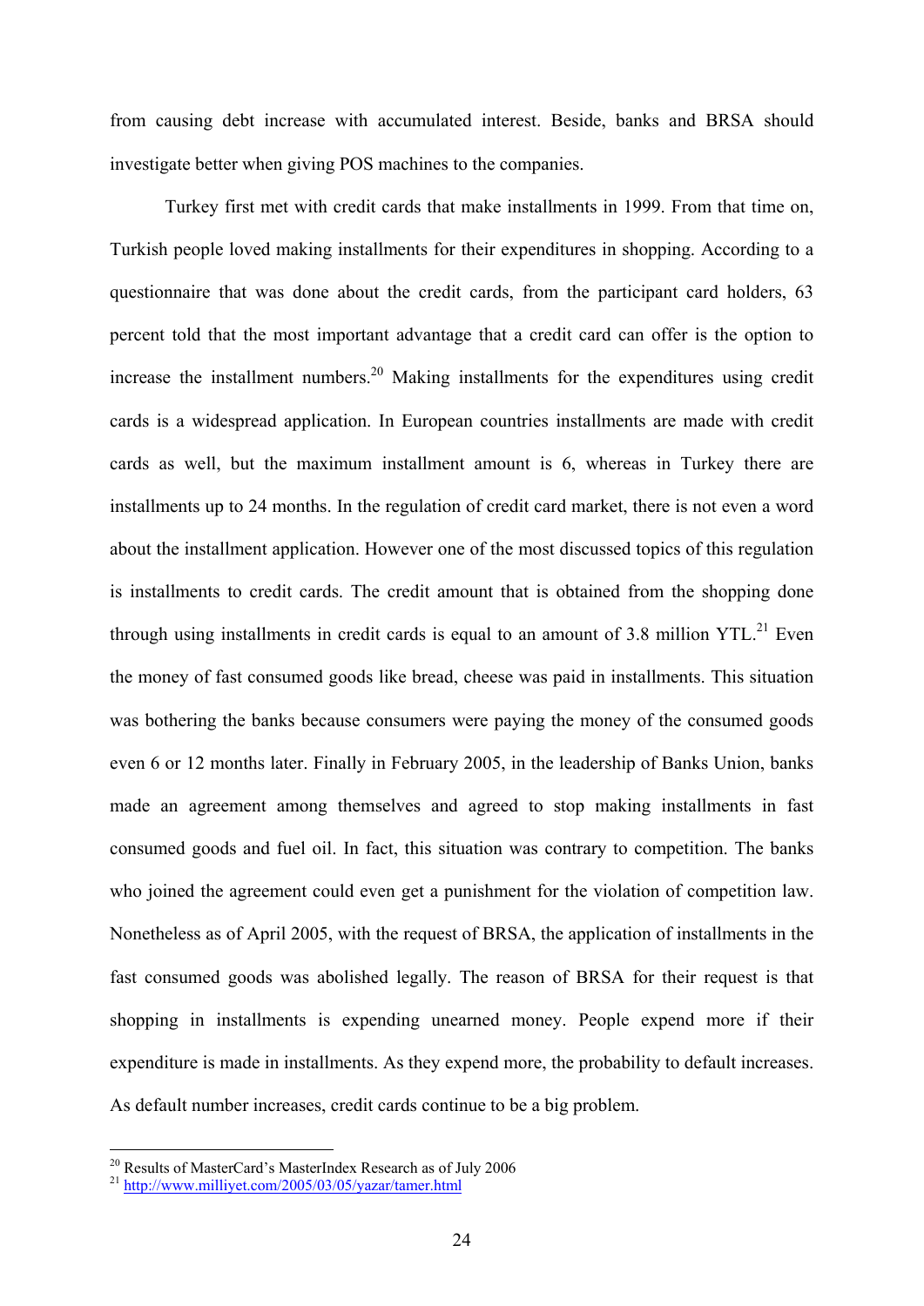from causing debt increase with accumulated interest. Beside, banks and BRSA should investigate better when giving POS machines to the companies.

Turkey first met with credit cards that make installments in 1999. From that time on, Turkish people loved making installments for their expenditures in shopping. According to a questionnaire that was done about the credit cards, from the participant card holders, 63 percent told that the most important advantage that a credit card can offer is the option to increase the installment numbers.[20] Making installments for the expenditures using credit cards is a widespread application. In European countries installments are made with credit cards as well, but the maximum installment amount is 6, whereas in Turkey there are installments up to 24 months. In the regulation of credit card market, there is not even a word about the installment application. However one of the most discussed topics of this regulation is installments to credit cards. The credit amount that is obtained from the shopping done through using installments in credit cards is equal to an amount of 3.8 million YTL.[21] Even the money of fast consumed goods like bread, cheese was paid in installments. This situation was bothering the banks because consumers were paying the money of the consumed goods even 6 or 12 months later. Finally in February 2005, in the leadership of Banks Union, banks made an agreement among themselves and agreed to stop making installments in fast consumed goods and fuel oil. In fact, this situation was contrary to competition. The banks who joined the agreement could even get a punishment for the violation of competition law. Nonetheless as of April 2005, with the request of BRSA, the application of installments in the fast consumed goods was abolished legally. The reason of BRSA for their request is that shopping in installments is expending unearned money. People expend more if their expenditure is made in installments. As they expend more, the probability to default increases. As default number increases, credit cards continue to be a big problem.

---

[20] Results of MasterCard's MasterIndex Research as of July 2006

[21] http://www.milliyet.com/2005/03/05/yazar/tamer.html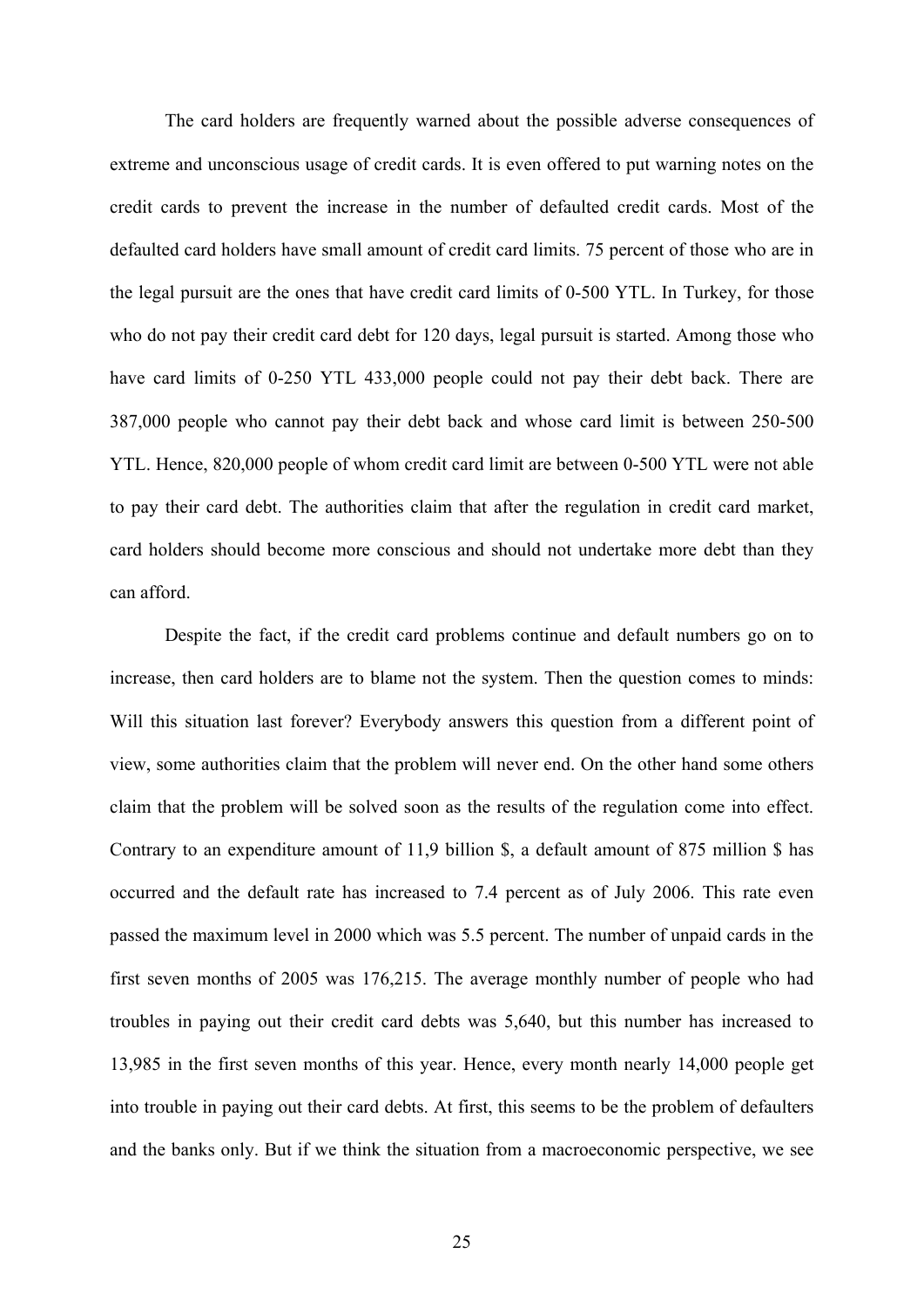The card holders are frequently warned about the possible adverse consequences of extreme and unconscious usage of credit cards. It is even offered to put warning notes on the credit cards to prevent the increase in the number of defaulted credit cards. Most of the defaulted card holders have small amount of credit card limits. 75 percent of those who are in the legal pursuit are the ones that have credit card limits of 0-500 YTL. In Turkey, for those who do not pay their credit card debt for 120 days, legal pursuit is started. Among those who have card limits of 0-250 YTL 433,000 people could not pay their debt back. There are 387,000 people who cannot pay their debt back and whose card limit is between 250-500 YTL. Hence, 820,000 people of whom credit card limit are between 0-500 YTL were not able to pay their card debt. The authorities claim that after the regulation in credit card market, card holders should become more conscious and should not undertake more debt than they can afford.

Despite the fact, if the credit card problems continue and default numbers go on to increase, then card holders are to blame not the system. Then the question comes to minds: Will this situation last forever? Everybody answers this question from a different point of view, some authorities claim that the problem will never end. On the other hand some others claim that the problem will be solved soon as the results of the regulation come into effect. Contrary to an expenditure amount of 11,9 billion $, a default amount of 875 million $ has occurred and the default rate has increased to 7.4 percent as of July 2006. This rate even passed the maximum level in 2000 which was 5.5 percent. The number of unpaid cards in the first seven months of 2005 was 176,215. The average monthly number of people who had troubles in paying out their credit card debts was 5,640, but this number has increased to 13,985 in the first seven months of this year. Hence, every month nearly 14,000 people get into trouble in paying out their card debts. At first, this seems to be the problem of defaulters and the banks only. But if we think the situation from a macroeconomic perspective, we see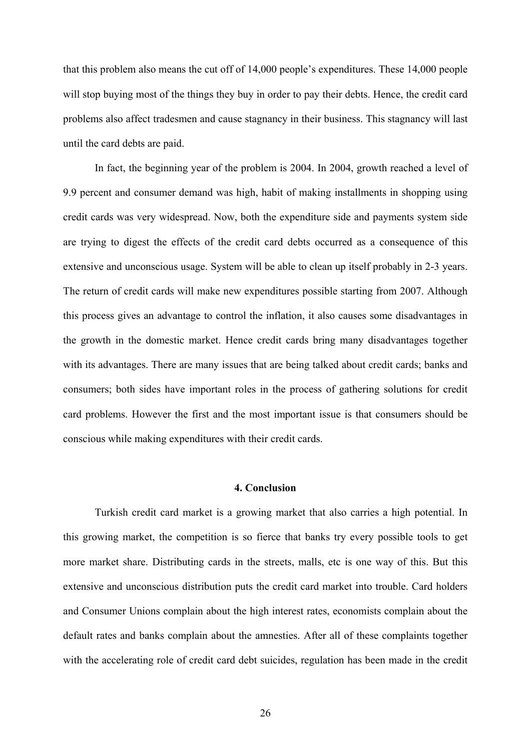that this problem also means the cut off of 14,000 people's expenditures. These 14,000 people will stop buying most of the things they buy in order to pay their debts. Hence, the credit card problems also affect tradesmen and cause stagnancy in their business. This stagnancy will last until the card debts are paid.

In fact, the beginning year of the problem is 2004. In 2004, growth reached a level of 9.9 percent and consumer demand was high, habit of making installments in shopping using credit cards was very widespread. Now, both the expenditure side and payments system side are trying to digest the effects of the credit card debts occurred as a consequence of this extensive and unconscious usage. System will be able to clean up itself probably in 2-3 years. The return of credit cards will make new expenditures possible starting from 2007. Although this process gives an advantage to control the inflation, it also causes some disadvantages in the growth in the domestic market. Hence credit cards bring many disadvantages together with its advantages. There are many issues that are being talked about credit cards; banks and consumers; both sides have important roles in the process of gathering solutions for credit card problems. However the first and the most important issue is that consumers should be conscious while making expenditures with their credit cards.

## 4. Conclusion

Turkish credit card market is a growing market that also carries a high potential. In this growing market, the competition is so fierce that banks try every possible tools to get more market share. Distributing cards in the streets, malls, etc is one way of this. But this extensive and unconscious distribution puts the credit card market into trouble. Card holders and Consumer Unions complain about the high interest rates, economists complain about the default rates and banks complain about the amnesties. After all of these complaints together with the accelerating role of credit card debt suicides, regulation has been made in the credit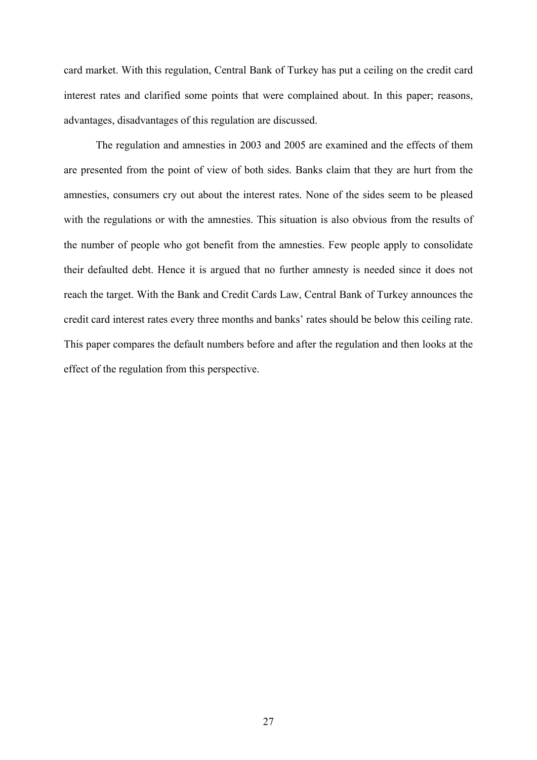card market. With this regulation, Central Bank of Turkey has put a ceiling on the credit card interest rates and clarified some points that were complained about. In this paper; reasons, advantages, disadvantages of this regulation are discussed.

The regulation and amnesties in 2003 and 2005 are examined and the effects of them are presented from the point of view of both sides. Banks claim that they are hurt from the amnesties, consumers cry out about the interest rates. None of the sides seem to be pleased with the regulations or with the amnesties. This situation is also obvious from the results of the number of people who got benefit from the amnesties. Few people apply to consolidate their defaulted debt. Hence it is argued that no further amnesty is needed since it does not reach the target. With the Bank and Credit Cards Law, Central Bank of Turkey announces the credit card interest rates every three months and banks' rates should be below this ceiling rate. This paper compares the default numbers before and after the regulation and then looks at the effect of the regulation from this perspective.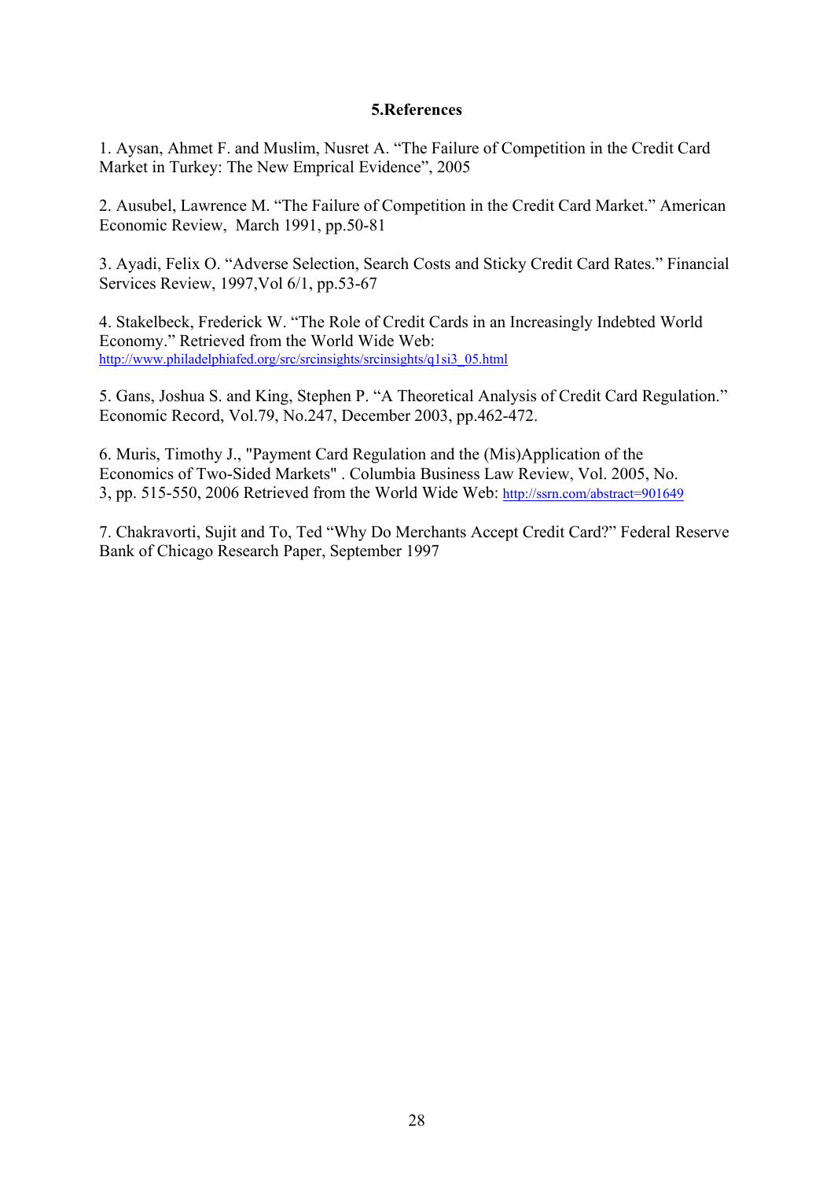## 5.References

1. Aysan, Ahmet F. and Muslim, Nusret A. “The Failure of Competition in the Credit Card Market in Turkey: The New Emprical Evidence”, 2005

2. Ausubel, Lawrence M. “The Failure of Competition in the Credit Card Market.” American Economic Review, March 1991, pp.50-81

3. Ayadi, Felix O. “Adverse Selection, Search Costs and Sticky Credit Card Rates.” Financial Services Review, 1997,Vol 6/1, pp.53-67

4. Stakelbeck, Frederick W. “The Role of Credit Cards in an Increasingly Indebted World Economy.” Retrieved from the World Wide Web: http://www.philadelphiafed.org/src/srcinsights/srcinsights/q1si3_05.html

5. Gans, Joshua S. and King, Stephen P. “A Theoretical Analysis of Credit Card Regulation.” Economic Record, Vol.79, No.247, December 2003, pp.462-472.

6. Muris, Timothy J., "Payment Card Regulation and the (Mis)Application of the Economics of Two-Sided Markets" . Columbia Business Law Review, Vol. 2005, No. 3, pp. 515-550, 2006 Retrieved from the World Wide Web: http://ssrn.com/abstract=901649

7. Chakravorti, Sujit and To, Ted “Why Do Merchants Accept Credit Card?” Federal Reserve Bank of Chicago Research Paper, September 1997